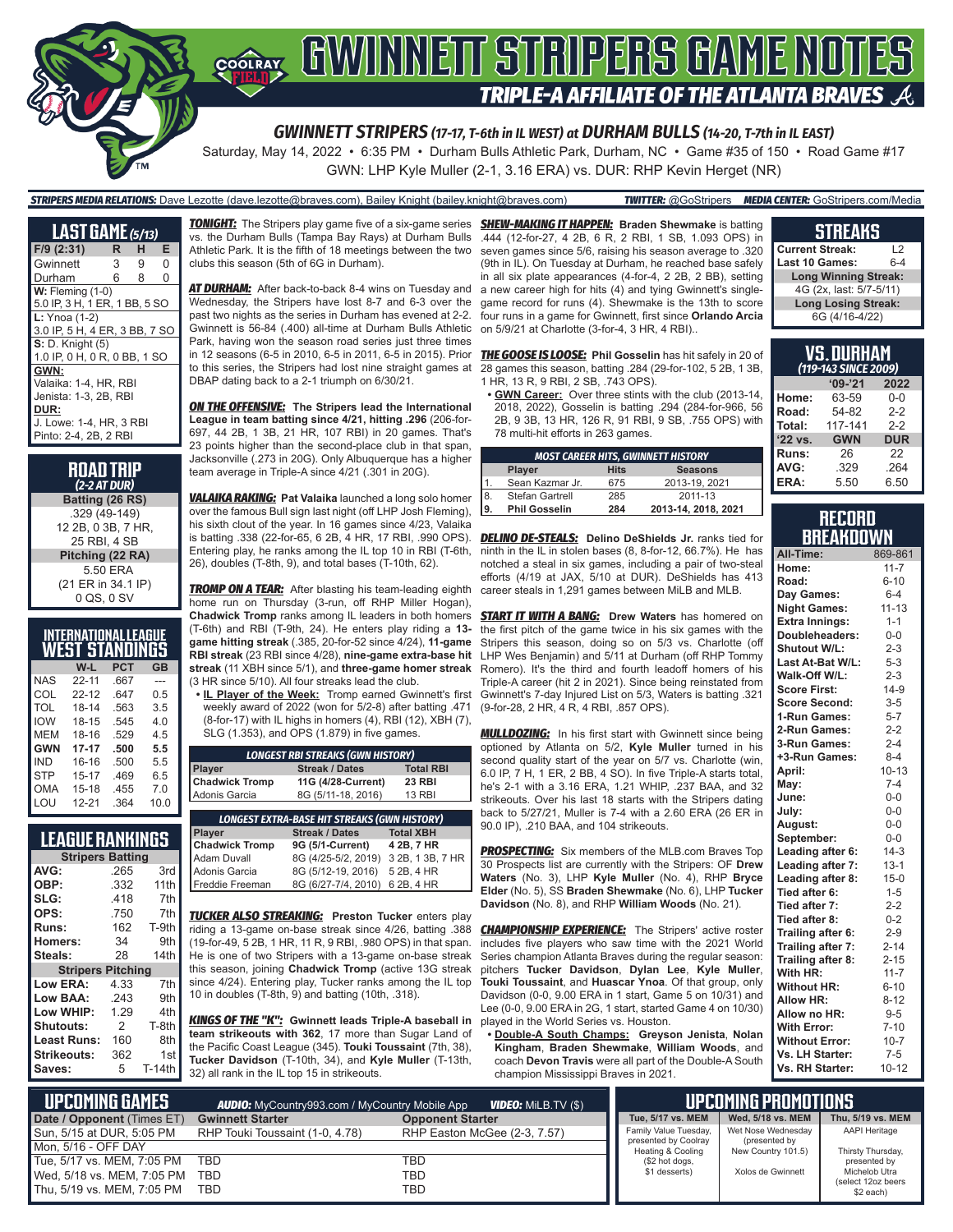# GWINNETT STRIPERS GAME NOTES

## TRIPLE-A AFFILIATE OF THE ATLANTA BRAVES

### GWINNETT STRIPERS (17-17, T-6th in IL WEST) at DURHAM BULLS (14-20, T-7th in IL EAST)

Saturday, May 14, 2022 • 6:35 PM • Durham Bulls Athletic Park, Durham, NC • Game #35 of 150 • Road Game #17

GWN: LHP Kyle Muller (2-1, 3.16 ERA) vs. DUR: RHP Kevin Herget (NR)

**STRIPERS MEDIA RELATIONS:** Dave Lezotte (dave.lezotte@braves.com), Bailey Knight (bailey.knight@braves.com) **TWITTER:** @GoStripers **MEDIA CENTER:** GoStripers.com/Media

## LAST GAME (5/13)

| F/9 (2:31) | R | H | E |
|---|---|---|---|
| Gwinnett | 3 | 9 | 0 |
| Durham | 6 | 8 | 0 |

**W:** Fleming (1-0)
5.0 IP, 3 H, 1 ER, 1 BB, 5 SO

**L:** Ynoa (1-2)
3.0 IP, 5 H, 4 ER, 3 BB, 7 SO

**S:** D. Knight (5)
1.0 IP, 0 H, 0 R, 0 BB, 1 SO

**GWN:**
Valaika: 1-4, HR, RBI
Jenista: 1-3, 2B, RBI

**DUR:**
J. Lowe: 1-4, HR, 3 RBI
Pinto: 2-4, 2B, 2 RBI

## ROAD TRIP (2-2 AT DUR)

**Batting (26 RS)**
.329 (49-149)
12 2B, 0 3B, 7 HR,
25 RBI, 4 SB

**Pitching (22 RA)**
5.50 ERA
(21 ER in 34.1 IP)
0 QS, 0 SV

## INTERNATIONAL LEAGUE WEST STANDINGS

| | W-L | PCT | GB |
|---|---|---|---|
| NAS | 22-11 | .667 | --- |
| COL | 22-12 | .647 | 0.5 |
| TOL | 18-14 | .563 | 3.5 |
| IOW | 18-15 | .545 | 4.0 |
| MEM | 18-16 | .529 | 4.5 |
| **GWN** | **17-17** | **.500** | **5.5** |
| IND | 16-16 | .500 | 5.5 |
| STP | 15-17 | .469 | 6.5 |
| OMA | 15-18 | .455 | 7.0 |
| LOU | 12-21 | .364 | 10.0 |

## LEAGUE RANKINGS

| Stripers Batting | | |
|---|---|---|
| AVG: | .265 | 3rd |
| OBP: | .332 | 11th |
| SLG: | .418 | 7th |
| OPS: | .750 | 7th |
| Runs: | 162 | T-9th |
| Homers: | 34 | 9th |
| Steals: | 28 | 14th |
| **Stripers Pitching** | | |
| Low ERA: | 4.33 | 7th |
| Low BAA: | .243 | 9th |
| Low WHIP: | 1.29 | 4th |
| Shutouts: | 2 | T-8th |
| Least Runs: | 160 | 8th |
| Strikeouts: | 362 | 1st |
| Saves: | 5 | T-14th |

***TONIGHT:*** The Stripers play game five of a six-game series vs. the Durham Bulls (Tampa Bay Rays) at Durham Bulls Athletic Park. It is the fifth of 18 meetings between the two clubs this season (5th of 6G in Durham).

***AT DURHAM:*** After back-to-back 8-4 wins on Tuesday and Wednesday, the Stripers have lost 8-7 and 6-3 over the past two nights as the series in Durham has evened at 2-2. Gwinnett is 56-84 (.400) all-time at Durham Bulls Athletic Park, having won the season road series just three times in 12 seasons (6-5 in 2010, 6-5 in 2011, 6-5 in 2015). Prior to this series, the Stripers had lost nine straight games at DBAP dating back to a 2-1 triumph on 6/30/21.

***ON THE OFFENSIVE:*** **The Stripers lead the International League in team batting since 4/21, hitting .296** (206-for-697, 44 2B, 1 3B, 21 HR, 107 RBI) in 20 games. That's 23 points higher than the second-place club in that span, Jacksonville (.273 in 20G). Only Albuquerque has a higher team average in Triple-A since 4/21 (.301 in 20G).

***VALAIKA RAKING:*** **Pat Valaika** launched a long solo homer over the famous Bull sign last night (off LHP Josh Fleming), his sixth clout of the year. In 16 games since 4/23, Valaika is batting .338 (22-for-65, 6 2B, 4 HR, 17 RBI, .990 OPS). Entering play, he ranks among the IL top 10 in RBI (T-6th, 26), doubles (T-8th, 9), and total bases (T-10th, 62).

***TROMP ON A TEAR:*** After blasting his team-leading eighth home run on Thursday (3-run, off RHP Miller Hogan), **Chadwick Tromp** ranks among IL leaders in both homers (T-6th) and RBI (T-9th, 24). He enters play riding a **13-game hitting streak** (.385, 20-for-52 since 4/24), **11-game RBI streak** (23 RBI since 4/28), **nine-game extra-base hit streak** (11 XBH since 5/1), and **three-game homer streak** (3 HR since 5/10). All four streaks lead the club.

- **IL Player of the Week:** Tromp earned Gwinnett's first weekly award of 2022 (won for 5/2-8) after batting .471 (8-for-17) with IL highs in homers (4), RBI (12), XBH (7), SLG (1.353), and OPS (1.879) in five games.

| LONGEST RBI STREAKS (GWN HISTORY) | | |
|---|---|---|
| **Player** | **Streak / Dates** | **Total RBI** |
| **Chadwick Tromp** | **11G (4/28-Current)** | **23 RBI** |
| Adonis Garcia | 8G (5/11-18, 2016) | 13 RBI |

| LONGEST EXTRA-BASE HIT STREAKS (GWN HISTORY) | | |
|---|---|---|
| **Player** | **Streak / Dates** | **Total XBH** |
| **Chadwick Tromp** | **9G (5/1-Current)** | **4 2B, 7 HR** |
| Adam Duvall | 8G (4/25-5/2, 2019) | 3 2B, 1 3B, 7 HR |
| Adonis Garcia | 8G (5/12-19, 2016) | 5 2B, 4 HR |
| Freddie Freeman | 8G (6/27-7/4, 2010) | 6 2B, 4 HR |

***TUCKER ALSO STREAKING:*** **Preston Tucker** enters play riding a 13-game on-base streak since 4/26, batting .388 (19-for-49, 5 2B, 1 HR, 11 R, 9 RBI, .980 OPS) in that span. He is one of two Stripers with a 13-game on-base streak this season, joining **Chadwick Tromp** (active 13G streak since 4/24). Entering play, Tucker ranks among the IL top 10 in doubles (T-8th, 9) and batting (10th, .318).

***KINGS OF THE "K":*** **Gwinnett leads Triple-A baseball in team strikeouts with 362**, 17 more than Sugar Land of the Pacific Coast League (345). **Touki Toussaint** (7th, 38), **Tucker Davidson** (T-10th, 34), and **Kyle Muller** (T-13th, 32) all rank in the IL top 15 in strikeouts.

***SHEW-MAKING IT HAPPEN:*** **Braden Shewmake** is batting .444 (12-for-27, 4 2B, 6 R, 2 RBI, 1 SB, 1.093 OPS) in seven games since 5/6, raising his season average to .320 (9th in IL). On Tuesday at Durham, he reached base safely in all six plate appearances (4-for-4, 2 2B, 2 BB), setting a new career high for hits (4) and tying Gwinnett's single-game record for runs (4). Shewmake is the 13th to score four runs in a game for Gwinnett, first since **Orlando Arcia** on 5/9/21 at Charlotte (3-for-4, 3 HR, 4 RBI)..

***THE GOOSE IS LOOSE:*** **Phil Gosselin** has hit safely in 20 of 28 games this season, batting .284 (29-for-102, 5 2B, 1 3B, 1 HR, 13 R, 9 RBI, 2 SB, .743 OPS).

- **GWN Career:** Over three stints with the club (2013-14, 2018, 2022), Gosselin is batting .294 (284-for-966, 56 2B, 9 3B, 13 HR, 126 R, 91 RBI, 9 SB, .755 OPS) with 78 multi-hit efforts in 263 games.

| MOST CAREER HITS, GWINNETT HISTORY | | | |
|---|---|---|---|
| | **Player** | **Hits** | **Seasons** |
| 1. | Sean Kazmar Jr. | 675 | 2013-19, 2021 |
| 8. | Stefan Gartrell | 285 | 2011-13 |
| **9.** | **Phil Gosselin** | **284** | **2013-14, 2018, 2021** |

***DELINO DE-STEALS:*** **Delino DeShields Jr.** ranks tied for ninth in the IL in stolen bases (8, 8-for-12, 66.7%). He has notched a steal in six games, including a pair of two-steal efforts (4/19 at JAX, 5/10 at DUR). DeShields has 413 career steals in 1,291 games between MiLB and MLB.

***START IT WITH A BANG:*** **Drew Waters** has homered on the first pitch of the game twice in his six games with the Stripers this season, doing so on 5/3 vs. Charlotte (off LHP Wes Benjamin) and 5/11 at Durham (off RHP Tommy Romero). It's the third and fourth leadoff homers of his Triple-A career (first 2 in 2021). Since being reinstated from Gwinnett's 7-day Injured List on 5/3, Waters is batting .321 (9-for-28, 2 HR, 4 R, 4 RBI, .857 OPS).

***MULLDOZING:*** In his first start with Gwinnett since being optioned by Atlanta on 5/2, **Kyle Muller** turned in his second quality start of the year on 5/7 vs. Charlotte (win, 6.0 IP, 7 H, 1 ER, 2 BB, 4 SO). In five Triple-A starts total, he's 2-1 with a 3.16 ERA, 1.21 WHIP, .237 BAA, and 32 strikeouts. Over his last 18 starts with the Stripers dating back to 5/27/21, Muller is 7-4 with a 2.60 ERA (26 ER in 90.0 IP), .210 BAA, and 104 strikeouts.

***PROSPECTING:*** Six members of the MLB.com Braves Top 30 Prospects list are currently with the Stripers: OF **Drew Waters** (No. 3), LHP **Kyle Muller** (No. 4), RHP **Bryce Elder** (No. 5), SS **Braden Shewmake** (No. 6), LHP **Tucker Davidson** (No. 8), and RHP **William Woods** (No. 21).

***CHAMPIONSHIP EXPERIENCE:*** The Stripers' active roster includes five players who saw time with the 2021 World Series champion Atlanta Braves during the regular season: pitchers **Tucker Davidson**, **Dylan Lee**, **Kyle Muller**, **Touki Toussaint**, and **Huascar Ynoa**. Of that group, only Davidson (0-0, 9.00 ERA in 1 start, Game 5 on 10/31) and Lee (0-0, 9.00 ERA in 2G, 1 start, started Game 4 on 10/30) played in the World Series vs. Houston.

- **Double-A South Champs:** **Greyson Jenista**, **Nolan Kingham**, **Braden Shewmake**, **William Woods**, and coach **Devon Travis** were all part of the Double-A South champion Mississippi Braves in 2021.

## STREAKS

| | |
|---|---|
| Current Streak: | L2 |
| Last 10 Games: | 6-4 |
| **Long Winning Streak:** | |
| 4G (2x, last: 5/7-5/11) | |
| **Long Losing Streak:** | |
| 6G (4/16-4/22) | |

## VS. DURHAM (119-143 SINCE 2009)

| | '09-'21 | 2022 |
|---|---|---|
| Home: | 63-59 | 0-0 |
| Road: | 54-82 | 2-2 |
| Total: | 117-141 | 2-2 |
| **'22 vs.** | **GWN** | **DUR** |
| Runs: | 26 | 22 |
| AVG: | .329 | .264 |
| ERA: | 5.50 | 6.50 |

## RECORD BREAKDOWN

| | |
|---|---|
| All-Time: | 869-861 |
| Home: | 11-7 |
| Road: | 6-10 |
| Day Games: | 6-4 |
| Night Games: | 11-13 |
| Extra Innings: | 1-1 |
| Doubleheaders: | 0-0 |
| Shutout W/L: | 2-3 |
| Last At-Bat W/L: | 5-3 |
| Walk-Off W/L: | 2-3 |
| Score First: | 14-9 |
| Score Second: | 3-5 |
| 1-Run Games: | 5-7 |
| 2-Run Games: | 2-2 |
| 3-Run Games: | 2-4 |
| +3-Run Games: | 8-4 |
| April: | 10-13 |
| May: | 7-4 |
| June: | 0-0 |
| July: | 0-0 |
| August: | 0-0 |
| September: | 0-0 |
| Leading after 6: | 14-3 |
| Leading after 7: | 13-1 |
| Leading after 8: | 15-0 |
| Tied after 6: | 1-5 |
| Tied after 7: | 2-2 |
| Tied after 8: | 0-2 |
| Trailing after 6: | 2-9 |
| Trailing after 7: | 2-14 |
| Trailing after 8: | 2-15 |
| With HR: | 11-7 |
| Without HR: | 6-10 |
| Allow HR: | 8-12 |
| Allow no HR: | 9-5 |
| With Error: | 7-10 |
| Without Error: | 10-7 |
| Vs. LH Starter: | 7-5 |
| Vs. RH Starter: | 10-12 |

## UPCOMING GAMES

**AUDIO:** MyCountry993.com / MyCountry Mobile App **VIDEO:** MiLB.TV ($)

| Date / Opponent (Times ET) | Gwinnett Starter | Opponent Starter |
|---|---|---|
| Sun, 5/15 at DUR, 5:05 PM | RHP Touki Toussaint (1-0, 4.78) | RHP Easton McGee (2-3, 7.57) |
| Mon, 5/16 - OFF DAY | | |
| Tue, 5/17 vs. MEM, 7:05 PM | TBD | TBD |
| Wed, 5/18 vs. MEM, 7:05 PM | TBD | TBD |
| Thu, 5/19 vs. MEM, 7:05 PM | TBD | TBD |

## UPCOMING PROMOTIONS

| Tue, 5/17 vs. MEM | Wed, 5/18 vs. MEM | Thu, 5/19 vs. MEM |
|---|---|---|
| Family Value Tuesday, presented by Coolray Heating & Cooling ($2 hot dogs, $1 desserts) | Wet Nose Wednesday (presented by New Country 101.5) Xolos de Gwinnett | AAPI Heritage Thirsty Thursday, presented by Michelob Ultra (select 12oz beers $2 each) |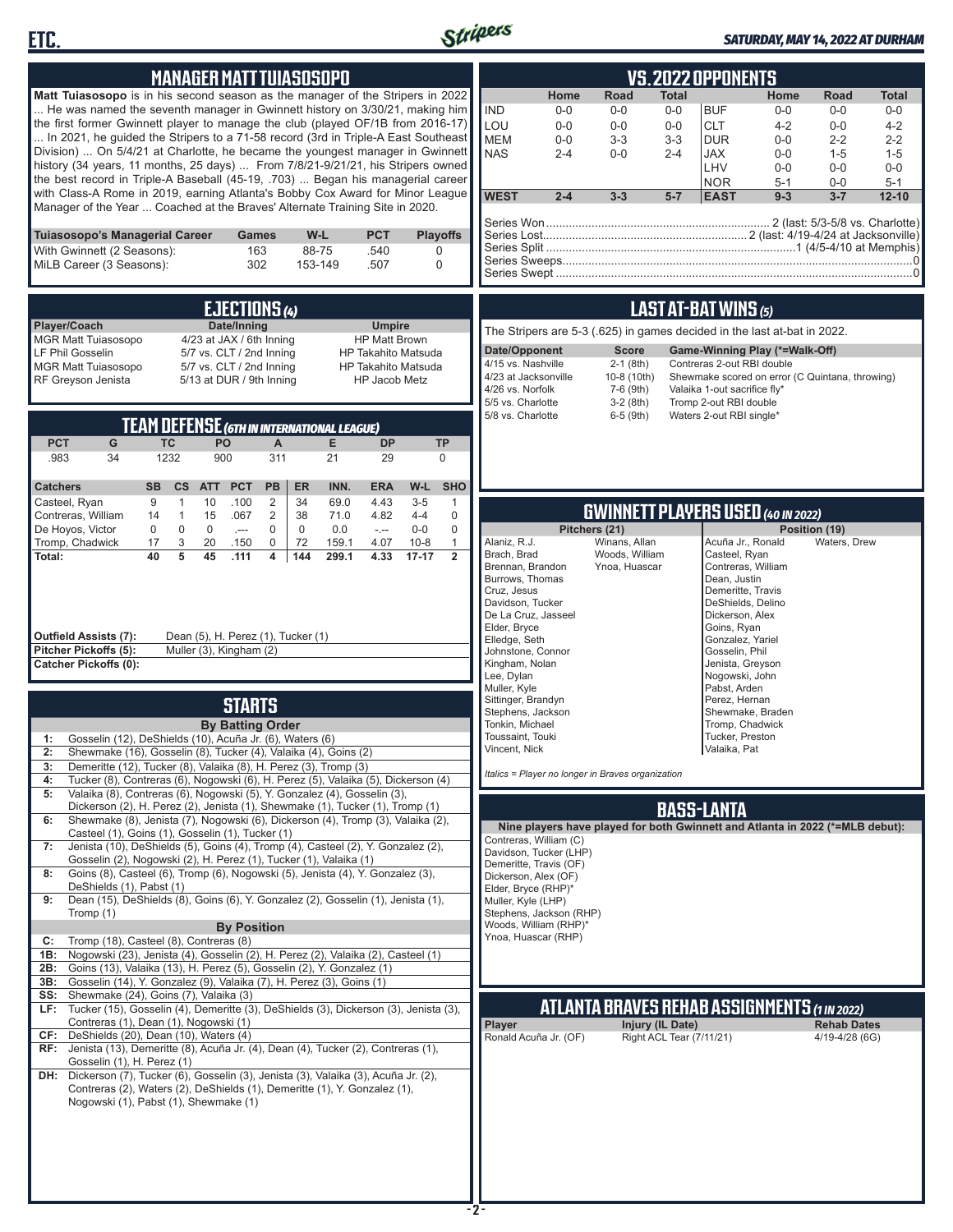## MANAGER MATT TUIASOSOPO

**Matt Tuiasosopo** is in his second season as the manager of the Stripers in 2022 ... He was named the seventh manager in Gwinnett history on 3/30/21, making him the first former Gwinnett player to manage the club (played OF/1B from 2016-17) ... In 2021, he guided the Stripers to a 71-58 record (3rd in Triple-A East Southeast Division) ... On 5/4/21 at Charlotte, he became the youngest manager in Gwinnett history (34 years, 11 months, 25 days) ... From 7/8/21-9/21/21, his Stripers owned the best record in Triple-A Baseball (45-19, .703) ... Began his managerial career with Class-A Rome in 2019, earning Atlanta's Bobby Cox Award for Minor League Manager of the Year ... Coached at the Braves' Alternate Training Site in 2020.

| Tuiasosopo's Managerial Career | Games | W-L | PCT | Playoffs |
|---|---|---|---|---|
| With Gwinnett (2 Seasons): | 163 | 88-75 | .540 | 0 |
| MiLB Career (3 Seasons): | 302 | 153-149 | .507 | 0 |

## EJECTIONS (4)

| Player/Coach | Date/Inning | Umpire |
|---|---|---|
| MGR Matt Tuiasosopo | 4/23 at JAX / 6th Inning | HP Matt Brown |
| LF Phil Gosselin | 5/7 vs. CLT / 2nd Inning | HP Takahito Matsuda |
| MGR Matt Tuiasosopo | 5/7 vs. CLT / 2nd Inning | HP Takahito Matsuda |
| RF Greyson Jenista | 5/13 at DUR / 9th Inning | HP Jacob Metz |

## TEAM DEFENSE (6TH IN INTERNATIONAL LEAGUE)

| PCT | G | TC | PO | A | E | DP | TP |
|---|---|---|---|---|---|---|---|
| .983 | 34 | 1232 | 900 | 311 | 21 | 29 | 0 |

| Catchers | SB | CS | ATT | PCT | PB | ER | INN. | ERA | W-L | SHO |
|---|---|---|---|---|---|---|---|---|---|---|
| Casteel, Ryan | 9 | 1 | 10 | .100 | 2 | 34 | 69.0 | 4.43 | 3-5 | 1 |
| Contreras, William | 14 | 1 | 15 | .067 | 2 | 38 | 71.0 | 4.82 | 4-4 | 0 |
| De Hoyos, Victor | 0 | 0 | 0 | .--- | 0 | 0 | 0.0 | -.-- | 0-0 | 0 |
| Tromp, Chadwick | 17 | 3 | 20 | .150 | 0 | 72 | 159.1 | 4.07 | 10-8 | 1 |
| **Total:** | **40** | **5** | **45** | **.111** | **4** | **144** | **299.1** | **4.33** | **17-17** | **2** |

**Outfield Assists (7):** Dean (5), H. Perez (1), Tucker (1)
**Pitcher Pickoffs (5):** Muller (3), Kingham (2)
**Catcher Pickoffs (0):**

## STARTS

**By Batting Order**

| | |
|---|---|
| 1: | Gosselin (12), DeShields (10), Acuña Jr. (6), Waters (6) |
| 2: | Shewmake (16), Gosselin (8), Tucker (4), Valaika (4), Goins (2) |
| 3: | Demeritte (12), Tucker (8), Valaika (8), H. Perez (3), Tromp (3) |
| 4: | Tucker (8), Contreras (6), Nogowski (6), H. Perez (5), Valaika (5), Dickerson (4) |
| 5: | Valaika (8), Contreras (6), Nogowski (5), Y. Gonzalez (4), Gosselin (3), Dickerson (2), H. Perez (2), Jenista (1), Shewmake (1), Tucker (1), Tromp (1) |
| 6: | Shewmake (8), Jenista (7), Nogowski (6), Dickerson (4), Tromp (3), Valaika (2), Casteel (1), Goins (1), Gosselin (1), Tucker (1) |
| 7: | Jenista (10), DeShields (5), Goins (4), Tromp (4), Casteel (2), Y. Gonzalez (2), Gosselin (2), Nogowski (2), H. Perez (1), Tucker (1), Valaika (1) |
| 8: | Goins (8), Casteel (6), Tromp (6), Nogowski (5), Jenista (4), Y. Gonzalez (3), DeShields (1), Pabst (1) |
| 9: | Dean (15), DeShields (8), Goins (6), Y. Gonzalez (2), Gosselin (1), Jenista (1), Tromp (1) |

**By Position**

| | |
|---|---|
| C: | Tromp (18), Casteel (8), Contreras (8) |
| 1B: | Nogowski (23), Jenista (4), Gosselin (2), H. Perez (2), Valaika (2), Casteel (1) |
| 2B: | Goins (13), Valaika (13), H. Perez (5), Gosselin (2), Y. Gonzalez (1) |
| 3B: | Gosselin (14), Y. Gonzalez (9), Valaika (7), H. Perez (3), Goins (1) |
| SS: | Shewmake (24), Goins (7), Valaika (3) |
| LF: | Tucker (15), Gosselin (4), Demeritte (3), DeShields (3), Dickerson (3), Jenista (3), Contreras (1), Dean (1), Nogowski (1) |
| CF: | DeShields (20), Dean (10), Waters (4) |
| RF: | Jenista (13), Demeritte (8), Acuña Jr. (4), Dean (4), Tucker (2), Contreras (1), Gosselin (1), H. Perez (1) |
| DH: | Dickerson (7), Tucker (6), Gosselin (3), Jenista (3), Valaika (3), Acuña Jr. (2), Contreras (2), Waters (2), DeShields (1), Demeritte (1), Y. Gonzalez (1), Nogowski (1), Pabst (1), Shewmake (1) |

## VS. 2022 OPPONENTS

| | Home | Road | Total | | Home | Road | Total |
|---|---|---|---|---|---|---|---|
| IND | 0-0 | 0-0 | 0-0 | BUF | 0-0 | 0-0 | 0-0 |
| LOU | 0-0 | 0-0 | 0-0 | CLT | 4-2 | 0-0 | 4-2 |
| MEM | 0-0 | 3-3 | 3-3 | DUR | 0-0 | 2-2 | 2-2 |
| NAS | 2-4 | 0-0 | 2-4 | JAX | 0-0 | 1-5 | 1-5 |
| | | | | LHV | 0-0 | 0-0 | 0-0 |
| | | | | NOR | 5-1 | 0-0 | 5-1 |
| **WEST** | **2-4** | **3-3** | **5-7** | **EAST** | **9-3** | **3-7** | **12-10** |

Series Won .................... 2 (last: 5/3-5/8 vs. Charlotte)
Series Lost .................... 2 (last: 4/19-4/24 at Jacksonville)
Series Split .................... 1 (4/5-4/10 at Memphis)
Series Sweeps .................... 0
Series Swept .................... 0

## LAST AT-BAT WINS (5)

The Stripers are 5-3 (.625) in games decided in the last at-bat in 2022.

| Date/Opponent | Score | Game-Winning Play (*=Walk-Off) |
|---|---|---|
| 4/15 vs. Nashville | 2-1 (8th) | Contreras 2-out RBI double |
| 4/23 at Jacksonville | 10-8 (10th) | Shewmake scored on error (C Quintana, throwing) |
| 4/26 vs. Norfolk | 7-6 (9th) | Valaika 1-out sacrifice fly* |
| 5/5 vs. Charlotte | 3-2 (8th) | Tromp 2-out RBI double |
| 5/8 vs. Charlotte | 6-5 (9th) | Waters 2-out RBI single* |

## GWINNETT PLAYERS USED (40 IN 2022)

**Pitchers (21):** Alaniz, R.J.; Brach, Brad; Brennan, Brandon; Burrows, Thomas; Cruz, Jesus; Davidson, Tucker; De La Cruz, Jasseel; Elder, Bryce; Elledge, Seth; Johnstone, Connor; Kingham, Nolan; Lee, Dylan; Muller, Kyle; Sittinger, Brandyn; Stephens, Jackson; Tonkin, Michael; Toussaint, Touki; Vincent, Nick; Winans, Allan; Woods, William; Ynoa, Huascar

**Position (19):** Acuña Jr., Ronald; Casteel, Ryan; Contreras, William; Dean, Justin; Demeritte, Travis; DeShields, Delino; Dickerson, Alex; Goins, Ryan; Gonzalez, Yariel; Gosselin, Phil; Jenista, Greyson; Nogowski, John; Pabst, Arden; Perez, Hernan; Shewmake, Braden; Tromp, Chadwick; Tucker, Preston; Valaika, Pat; Waters, Drew

*Italics = Player no longer in Braves organization*

## BASS-LANTA

**Nine players have played for both Gwinnett and Atlanta in 2022 (*=MLB debut):**

Contreras, William (C)
Davidson, Tucker (LHP)
Demeritte, Travis (OF)
Dickerson, Alex (OF)
Elder, Bryce (RHP)*
Muller, Kyle (LHP)
Stephens, Jackson (RHP)
Woods, William (RHP)*
Ynoa, Huascar (RHP)

## ATLANTA BRAVES REHAB ASSIGNMENTS (1 IN 2022)

| Player | Injury (IL Date) | Rehab Dates |
|---|---|---|
| Ronald Acuña Jr. (OF) | Right ACL Tear (7/11/21) | 4/19-4/28 (6G) |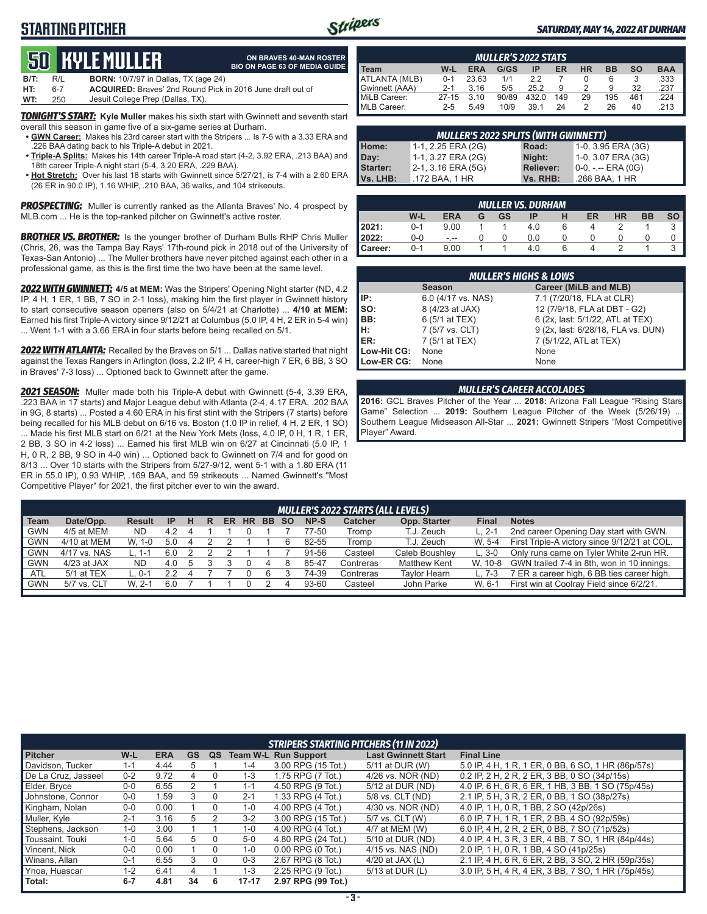## STARTING PITCHER

# 50 KYLE MULLER

**ON BRAVES 40-MAN ROSTER**
**BIO ON PAGE 63 OF MEDIA GUIDE**

**B/T:** R/L **BORN:** 10/7/97 in Dallas, TX (age 24)
**HT:** 6-7 **ACQUIRED:** Braves' 2nd Round Pick in 2016 June draft out of
**WT:** 250 Jesuit College Prep (Dallas, TX).

***TONIGHT'S START:*** **Kyle Muller** makes his sixth start with Gwinnett and seventh start overall this season in game five of a six-game series at Durham.

- **GWN Career:** Makes his 23rd career start with the Stripers ... Is 7-5 with a 3.33 ERA and .226 BAA dating back to his Triple-A debut in 2021.
- **Triple-A Splits:** Makes his 14th career Triple-A road start (4-2, 3.92 ERA, .213 BAA) and 18th career Triple-A night start (5-4, 3.20 ERA, .229 BAA).
- **Hot Stretch:** Over his last 18 starts with Gwinnett since 5/27/21, is 7-4 with a 2.60 ERA (26 ER in 90.0 IP), 1.16 WHIP, .210 BAA, 36 walks, and 104 strikeouts.

***PROSPECTING:*** Muller is currently ranked as the Atlanta Braves' No. 4 prospect by MLB.com ... He is the top-ranked pitcher on Gwinnett's active roster.

***BROTHER VS. BROTHER:*** Is the younger brother of Durham Bulls RHP Chris Muller (Chris, 26, was the Tampa Bay Rays' 17th-round pick in 2018 out of the University of Texas-San Antonio) ... The Muller brothers have never pitched against each other in a professional game, as this is the first time the two have been at the same level.

***2022 WITH GWINNETT:*** **4/5 at MEM:** Was the Stripers' Opening Night starter (ND, 4.2 IP, 4 H, 1 ER, 1 BB, 7 SO in 2-1 loss), making him the first player in Gwinnett history to start consecutive season openers (also on 5/4/21 at Charlotte) ... **4/10 at MEM:** Earned his first Triple-A victory since 9/12/21 at Columbus (5.0 IP, 4 H, 2 ER in 5-4 win) ... Went 1-1 with a 3.66 ERA in four starts before being recalled on 5/1.

***2022 WITH ATLANTA:*** Recalled by the Braves on 5/1 ... Dallas native started that night against the Texas Rangers in Arlington (loss, 2.2 IP, 4 H, career-high 7 ER, 6 BB, 3 SO in Braves' 7-3 loss) ... Optioned back to Gwinnett after the game.

***2021 SEASON:*** Muller made both his Triple-A debut with Gwinnett (5-4, 3.39 ERA, .223 BAA in 17 starts) and Major League debut with Atlanta (2-4, 4.17 ERA, .202 BAA in 9G, 8 starts) ... Posted a 4.60 ERA in his first stint with the Stripers (7 starts) before being recalled for his MLB debut on 6/16 vs. Boston (1.0 IP in relief, 4 H, 2 ER, 1 SO) ... Made his first MLB start on 6/21 at the New York Mets (loss, 4.0 IP, 0 H, 1 R, 1 ER, 2 BB, 3 SO in 4-2 loss) ... Earned his first MLB win on 6/27 at Cincinnati (5.0 IP, 1 H, 0 R, 2 BB, 9 SO in 4-0 win) ... Optioned back to Gwinnett on 7/4 and for good on 8/13 ... Over 10 starts with the Stripers from 5/27-9/12, went 5-1 with a 1.80 ERA (11 ER in 55.0 IP), 0.93 WHIP, .169 BAA, and 59 strikeouts ... Named Gwinnett's "Most Competitive Player" for 2021, the first pitcher ever to win the award.

### MULLER'S 2022 STATS

| Team | W-L | ERA | G/GS | IP | ER | HR | BB | SO | BAA |
|---|---|---|---|---|---|---|---|---|---|
| ATLANTA (MLB) | 0-1 | 23.63 | 1/1 | 2.2 | 7 | 0 | 6 | 3 | .333 |
| Gwinnett (AAA) | 2-1 | 3.16 | 5/5 | 25.2 | 9 | 2 | 9 | 32 | .237 |
| MiLB Career: | 27-15 | 3.10 | 90/89 | 432.0 | 149 | 29 | 195 | 461 | .224 |
| MLB Career: | 2-5 | 5.49 | 10/9 | 39.1 | 24 | 2 | 26 | 40 | .213 |

### MULLER'S 2022 SPLITS (WITH GWINNETT)

| | | | |
|---|---|---|---|
| Home: | 1-1, 2.25 ERA (2G) | Road: | 1-0, 3.95 ERA (3G) |
| Day: | 1-1, 3.27 ERA (2G) | Night: | 1-0, 3.07 ERA (3G) |
| Starter: | 2-1, 3.16 ERA (5G) | Reliever: | 0-0, -.-- ERA (0G) |
| Vs. LHB: | .172 BAA, 1 HR | Vs. RHB: | .266 BAA, 1 HR |

### MULLER VS. DURHAM

| | W-L | ERA | G | GS | IP | H | ER | HR | BB | SO |
|---|---|---|---|---|---|---|---|---|---|---|
| 2021: | 0-1 | 9.00 | 1 | 1 | 4.0 | 6 | 4 | 2 | 1 | 3 |
| 2022: | 0-0 | -.-- | 0 | 0 | 0.0 | 0 | 0 | 0 | 0 | 0 |
| Career: | 0-1 | 9.00 | 1 | 1 | 4.0 | 6 | 4 | 2 | 1 | 3 |

### MULLER'S HIGHS & LOWS

| | Season | Career (MiLB and MLB) |
|---|---|---|
| IP: | 6.0 (4/17 vs. NAS) | 7.1 (7/20/18, FLA at CLR) |
| SO: | 8 (4/23 at JAX) | 12 (7/9/18, FLA at DBT - G2) |
| BB: | 6 (5/1 at TEX) | 6 (2x, last: 5/1/22, ATL at TEX) |
| H: | 7 (5/7 vs. CLT) | 9 (2x, last: 6/28/18, FLA vs. DUN) |
| ER: | 7 (5/1 at TEX) | 7 (5/1/22, ATL at TEX) |
| Low-Hit CG: | None | None |
| Low-ER CG: | None | None |

### MULLER'S CAREER ACCOLADES

**2016:** GCL Braves Pitcher of the Year ... **2018:** Arizona Fall League "Rising Stars Game" Selection ... **2019:** Southern League Pitcher of the Week (5/26/19) ... Southern League Midseason All-Star ... **2021:** Gwinnett Stripers "Most Competitive Player" Award.

### MULLER'S 2022 STARTS (ALL LEVELS)

| Team | Date/Opp. | Result | IP | H | R | ER | HR | BB | SO | NP-S | Catcher | Opp. Starter | Final | Notes |
|---|---|---|---|---|---|---|---|---|---|---|---|---|---|---|
| GWN | 4/5 at MEM | ND | 4.2 | 4 | 1 | 1 | 0 | 1 | 7 | 77-50 | Tromp | T.J. Zeuch | L, 2-1 | 2nd career Opening Day start with GWN. |
| GWN | 4/10 at MEM | W, 1-0 | 5.0 | 4 | 2 | 2 | 1 | 1 | 6 | 82-55 | Tromp | T.J. Zeuch | W, 5-4 | First Triple-A victory since 9/12/21 at COL. |
| GWN | 4/17 vs. NAS | L, 1-1 | 6.0 | 2 | 2 | 2 | 1 | 1 | 7 | 91-56 | Casteel | Caleb Boushley | L, 3-0 | Only runs came on Tyler White 2-run HR. |
| GWN | 4/23 at JAX | ND | 4.0 | 5 | 3 | 3 | 0 | 4 | 8 | 85-47 | Contreras | Matthew Kent | W, 10-8 | GWN trailed 7-4 in 8th, won in 10 innings. |
| ATL | 5/1 at TEX | L, 0-1 | 2.2 | 4 | 7 | 7 | 0 | 6 | 3 | 74-39 | Contreras | Taylor Hearn | L, 7-3 | 7 ER a career high, 6 BB ties career high. |
| GWN | 5/7 vs. CLT | W, 2-1 | 6.0 | 7 | 1 | 1 | 0 | 2 | 4 | 93-60 | Casteel | John Parke | W, 6-1 | First win at Coolray Field since 6/2/21. |

### STRIPERS STARTING PITCHERS (11 IN 2022)

| Pitcher | W-L | ERA | GS | QS | Team W-L | Run Support | Last Gwinnett Start | Final Line |
|---|---|---|---|---|---|---|---|---|
| Davidson, Tucker | 1-1 | 4.44 | 5 | 1 | 1-4 | 3.00 RPG (15 Tot.) | 5/11 at DUR (W) | 5.0 IP, 4 H, 1 R, 1 ER, 0 BB, 6 SO, 1 HR (86p/57s) |
| De La Cruz, Jasseel | 0-2 | 9.72 | 4 | 0 | 1-3 | 1.75 RPG (7 Tot.) | 4/26 vs. NOR (ND) | 0.2 IP, 2 H, 2 R, 2 ER, 3 BB, 0 SO (34p/15s) |
| Elder, Bryce | 0-0 | 6.55 | 2 | 1 | 1-1 | 4.50 RPG (9 Tot.) | 5/12 at DUR (ND) | 4.0 IP, 6 H, 6 R, 6 ER, 1 HB, 3 BB, 1 SO (75p/45s) |
| Johnstone, Connor | 0-0 | 1.59 | 3 | 0 | 2-1 | 1.33 RPG (4 Tot.) | 5/8 vs. CLT (ND) | 2.1 IP, 5 H, 3 R, 2 ER, 0 BB, 1 SO (38p/27s) |
| Kingham, Nolan | 0-0 | 0.00 | 1 | 0 | 1-0 | 4.00 RPG (4 Tot.) | 4/30 vs. NOR (ND) | 4.0 IP, 1 H, 0 R, 1 BB, 2 SO (42p/26s) |
| Muller, Kyle | 2-1 | 3.16 | 5 | 2 | 3-2 | 3.00 RPG (15 Tot.) | 5/7 vs. CLT (W) | 6.0 IP, 7 H, 1 R, 1 ER, 2 BB, 4 SO (92p/59s) |
| Stephens, Jackson | 1-0 | 3.00 | 1 | 1 | 1-0 | 4.00 RPG (4 Tot.) | 4/7 at MEM (W) | 6.0 IP, 4 H, 2 R, 2 ER, 0 BB, 7 SO (71p/52s) |
| Toussaint, Touki | 1-0 | 5.64 | 5 | 0 | 5-0 | 4.80 RPG (24 Tot.) | 5/10 at DUR (ND) | 4.0 IP, 4 H, 3 R, 3 ER, 4 BB, 7 SO, 1 HR (84p/44s) |
| Vincent, Nick | 0-0 | 0.00 | 1 | 0 | 1-0 | 0.00 RPG (0 Tot.) | 4/15 vs. NAS (ND) | 2.0 IP, 1 H, 0 R, 1 BB, 4 SO (41p/25s) |
| Winans, Allan | 0-1 | 6.55 | 3 | 0 | 0-3 | 2.67 RPG (8 Tot.) | 4/20 at JAX (L) | 2.1 IP, 4 H, 6 R, 6 ER, 2 BB, 3 SO, 2 HR (59p/35s) |
| Ynoa, Huascar | 1-2 | 6.41 | 4 | 1 | 1-3 | 2.25 RPG (9 Tot.) | 5/13 at DUR (L) | 3.0 IP, 5 H, 4 R, 4 ER, 3 BB, 7 SO, 1 HR (75p/45s) |
| **Total:** | **6-7** | **4.81** | **34** | **6** | **17-17** | **2.97 RPG (99 Tot.)** | | |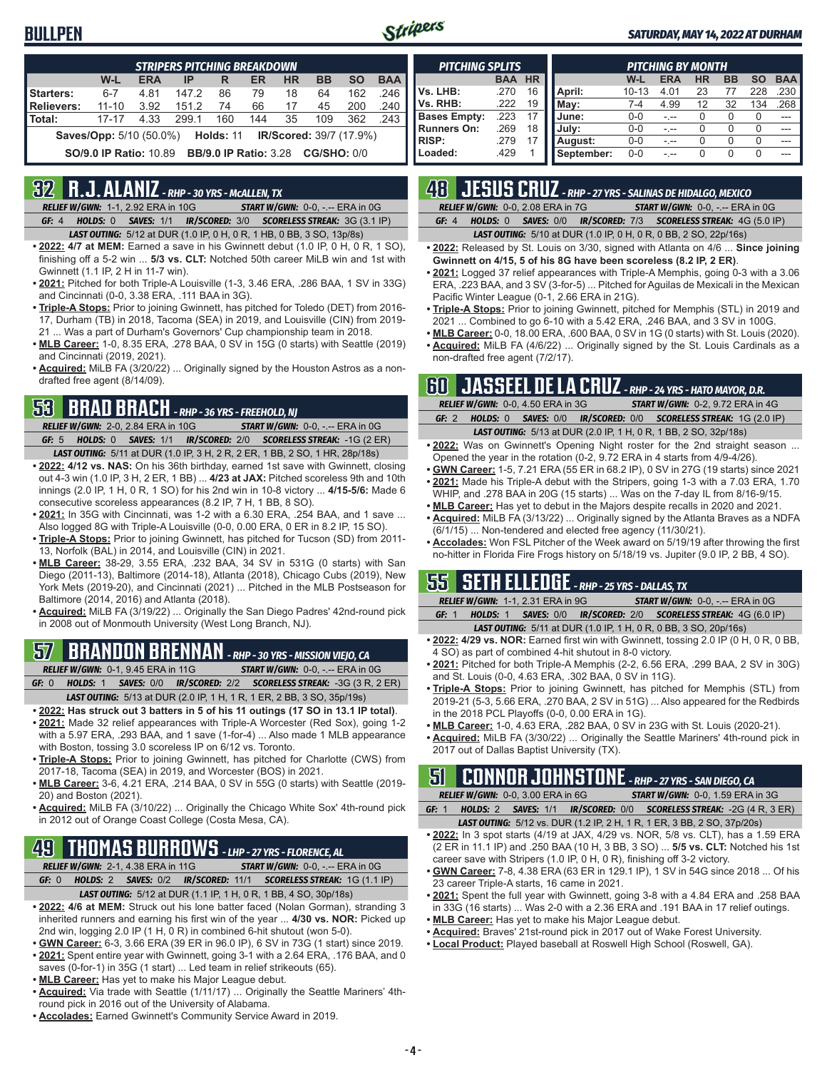# BULLPEN

*SATURDAY, MAY 14, 2022 AT DURHAM*

| *STRIPERS PITCHING BREAKDOWN* | W-L | ERA | IP | R | ER | HR | BB | SO | BAA |
|---|---|---|---|---|---|---|---|---|---|
| **Starters:** | 6-7 | 4.81 | 147.2 | 86 | 79 | 18 | 64 | 162 | .246 |
| **Relievers:** | 11-10 | 3.92 | 151.2 | 74 | 66 | 17 | 45 | 200 | .240 |
| **Total:** | 17-17 | 4.33 | 299.1 | 160 | 144 | 35 | 109 | 362 | .243 |

**Saves/Opp:** 5/10 (50.0%) **Holds:** 11 **IR/Scored:** 39/7 (17.9%)

**SO/9.0 IP Ratio:** 10.89 **BB/9.0 IP Ratio:** 3.28 **CG/SHO:** 0/0

| *PITCHING SPLITS* | BAA | HR |
|---|---|---|
| **Vs. LHB:** | .270 | 16 |
| **Vs. RHB:** | .222 | 19 |
| **Bases Empty:** | .223 | 17 |
| **Runners On:** | .269 | 18 |
| **RISP:** | .279 | 17 |
| **Loaded:** | .429 | 1 |

| *PITCHING BY MONTH* | W-L | ERA | HR | BB | SO | BAA |
|---|---|---|---|---|---|---|
| **April:** | 10-13 | 4.01 | 23 | 77 | 228 | .230 |
| **May:** | 7-4 | 4.99 | 12 | 32 | 134 | .268 |
| **June:** | 0-0 | -.-- | 0 | 0 | 0 | --- |
| **July:** | 0-0 | -.-- | 0 | 0 | 0 | --- |
| **August:** | 0-0 | -.-- | 0 | 0 | 0 | --- |
| **September:** | 0-0 | -.-- | 0 | 0 | 0 | --- |

## 32 R.J. ALANIZ - *RHP - 30 YRS - McALLEN, TX*

*RELIEF W/GWN:* 1-1, 2.92 ERA in 10G *START W/GWN:* 0-0, -.-- ERA in 0G

*GF:* 4 *HOLDS:* 0 *SAVES:* 1/1 *IR/SCORED:* 3/0 *SCORELESS STREAK:* 3G (3.1 IP)

*LAST OUTING:* 5/12 at DUR (1.0 IP, 0 H, 0 R, 1 HB, 0 BB, 3 SO, 13p/8s)

- **2022: 4/7 at MEM:** Earned a save in his Gwinnett debut (1.0 IP, 0 H, 0 R, 1 SO), finishing off a 5-2 win ... **5/3 vs. CLT:** Notched 50th career MiLB win and 1st with Gwinnett (1.1 IP, 2 H in 11-7 win).
- **2021:** Pitched for both Triple-A Louisville (1-3, 3.46 ERA, .286 BAA, 1 SV in 33G) and Cincinnati (0-0, 3.38 ERA, .111 BAA in 3G).
- **Triple-A Stops:** Prior to joining Gwinnett, has pitched for Toledo (DET) from 2016-17, Durham (TB) in 2018, Tacoma (SEA) in 2019, and Louisville (CIN) from 2019-21 ... Was a part of Durham's Governors' Cup championship team in 2018.
- **MLB Career:** 1-0, 8.35 ERA, .278 BAA, 0 SV in 15G (0 starts) with Seattle (2019) and Cincinnati (2019, 2021).
- **Acquired:** MiLB FA (3/20/22) ... Originally signed by the Houston Astros as a non-drafted free agent (8/14/09).

## 53 BRAD BRACH - *RHP - 36 YRS - FREEHOLD, NJ*

*RELIEF W/GWN:* 2-0, 2.84 ERA in 10G *START W/GWN:* 0-0, -.-- ERA in 0G

*GF:* 5 *HOLDS:* 0 *SAVES:* 1/1 *IR/SCORED:* 2/0 *SCORELESS STREAK:* -1G (2 ER)

*LAST OUTING:* 5/11 at DUR (1.0 IP, 3 H, 2 R, 2 ER, 1 BB, 2 SO, 1 HR, 28p/18s)

- **2022: 4/12 vs. NAS:** On his 36th birthday, earned 1st save with Gwinnett, closing out 4-3 win (1.0 IP, 3 H, 2 ER, 1 BB) ... **4/23 at JAX:** Pitched scoreless 9th and 10th innings (2.0 IP, 1 H, 0 R, 1 SO) for his 2nd win in 10-8 victory ... **4/15-5/6:** Made 6 consecutive scoreless appearances (8.2 IP, 7 H, 1 BB, 8 SO).
- **2021:** In 35G with Cincinnati, was 1-2 with a 6.30 ERA, .254 BAA, and 1 save ... Also logged 8G with Triple-A Louisville (0-0, 0.00 ERA, 0 ER in 8.2 IP, 15 SO).
- **Triple-A Stops:** Prior to joining Gwinnett, has pitched for Tucson (SD) from 2011-13, Norfolk (BAL) in 2014, and Louisville (CIN) in 2021.
- **MLB Career:** 38-29, 3.55 ERA, .232 BAA, 34 SV in 531G (0 starts) with San Diego (2011-13), Baltimore (2014-18), Atlanta (2018), Chicago Cubs (2019), New York Mets (2019-20), and Cincinnati (2021) ... Pitched in the MLB Postseason for Baltimore (2014, 2016) and Atlanta (2018).
- **Acquired:** MiLB FA (3/19/22) ... Originally the San Diego Padres' 42nd-round pick in 2008 out of Monmouth University (West Long Branch, NJ).

## 57 BRANDON BRENNAN - *RHP - 30 YRS - MISSION VIEJO, CA*

*RELIEF W/GWN:* 0-1, 9.45 ERA in 11G *START W/GWN:* 0-0, -.-- ERA in 0G

*GF:* 0 *HOLDS:* 1 *SAVES:* 0/0 *IR/SCORED:* 2/2 *SCORELESS STREAK:* -3G (3 R, 2 ER)

*LAST OUTING:* 5/13 at DUR (2.0 IP, 1 H, 1 R, 1 ER, 2 BB, 3 SO, 35p/19s)

- **2022: Has struck out 3 batters in 5 of his 11 outings (17 SO in 13.1 IP total)**.
- **2021:** Made 32 relief appearances with Triple-A Worcester (Red Sox), going 1-2 with a 5.97 ERA, .293 BAA, and 1 save (1-for-4) ... Also made 1 MLB appearance with Boston, tossing 3.0 scoreless IP on 6/12 vs. Toronto.
- **Triple-A Stops:** Prior to joining Gwinnett, has pitched for Charlotte (CWS) from 2017-18, Tacoma (SEA) in 2019, and Worcester (BOS) in 2021.
- **MLB Career:** 3-6, 4.21 ERA, .214 BAA, 0 SV in 55G (0 starts) with Seattle (2019-20) and Boston (2021).
- **Acquired:** MiLB FA (3/10/22) ... Originally the Chicago White Sox' 4th-round pick in 2012 out of Orange Coast College (Costa Mesa, CA).

## 49 THOMAS BURROWS - *LHP - 27 YRS - FLORENCE, AL*

*RELIEF W/GWN:* 2-1, 4.38 ERA in 11G *START W/GWN:* 0-0, -.-- ERA in 0G

*GF:* 0 *HOLDS:* 2 *SAVES:* 0/2 *IR/SCORED:* 11/1 *SCORELESS STREAK:* 1G (1.1 IP)

*LAST OUTING:* 5/12 at DUR (1.1 IP, 1 H, 0 R, 1 BB, 4 SO, 30p/18s)

- **2022: 4/6 at MEM:** Struck out his lone batter faced (Nolan Gorman), stranding 3 inherited runners and earning his first win of the year ... **4/30 vs. NOR:** Picked up 2nd win, logging 2.0 IP (1 H, 0 R) in combined 6-hit shutout (won 5-0).
- **GWN Career:** 6-3, 3.66 ERA (39 ER in 96.0 IP), 6 SV in 73G (1 start) since 2019.
- **2021:** Spent entire year with Gwinnett, going 3-1 with a 2.64 ERA, .176 BAA, and 0 saves (0-for-1) in 35G (1 start) ... Led team in relief strikeouts (65).
- **MLB Career:** Has yet to make his Major League debut.
- **Acquired:** Via trade with Seattle (1/11/17) ... Originally the Seattle Mariners' 4th-round pick in 2016 out of the University of Alabama.
- **Accolades:** Earned Gwinnett's Community Service Award in 2019.

## 48 JESUS CRUZ - *RHP - 27 YRS - SALINAS DE HIDALGO, MEXICO*

*RELIEF W/GWN:* 0-0, 2.08 ERA in 7G *START W/GWN:* 0-0, -.-- ERA in 0G

*GF:* 4 *HOLDS:* 0 *SAVES:* 0/0 *IR/SCORED:* 7/3 *SCORELESS STREAK:* 4G (5.0 IP)

*LAST OUTING:* 5/10 at DUR (1.0 IP, 0 H, 0 R, 0 BB, 2 SO, 22p/16s)

- **2022:** Released by St. Louis on 3/30, signed with Atlanta on 4/6 ... **Since joining Gwinnett on 4/15, 5 of his 8G have been scoreless (8.2 IP, 2 ER)**.
- **2021:** Logged 37 relief appearances with Triple-A Memphis, going 0-3 with a 3.06 ERA, .223 BAA, and 3 SV (3-for-5) ... Pitched for Aguilas de Mexicali in the Mexican Pacific Winter League (0-1, 2.66 ERA in 21G).
- **Triple-A Stops:** Prior to joining Gwinnett, pitched for Memphis (STL) in 2019 and 2021 ... Combined to go 6-10 with a 5.42 ERA, .246 BAA, and 3 SV in 100G.
- **MLB Career:** 0-0, 18.00 ERA, .600 BAA, 0 SV in 1G (0 starts) with St. Louis (2020).
- **Acquired:** MiLB FA (4/6/22) ... Originally signed by the St. Louis Cardinals as a non-drafted free agent (7/2/17).

## 60 JASSEEL DE LA CRUZ - *RHP - 24 YRS - HATO MAYOR, D.R.*

*RELIEF W/GWN:* 0-0, 4.50 ERA in 3G *START W/GWN:* 0-2, 9.72 ERA in 4G

*GF:* 2 *HOLDS:* 0 *SAVES:* 0/0 *IR/SCORED:* 0/0 *SCORELESS STREAK:* 1G (2.0 IP)

*LAST OUTING:* 5/13 at DUR (2.0 IP, 1 H, 0 R, 1 BB, 2 SO, 32p/18s)

- **2022:** Was on Gwinnett's Opening Night roster for the 2nd straight season ... Opened the year in the rotation (0-2, 9.72 ERA in 4 starts from 4/9-4/26).
- **GWN Career:** 1-5, 7.21 ERA (55 ER in 68.2 IP), 0 SV in 27G (19 starts) since 2021
- **2021:** Made his Triple-A debut with the Stripers, going 1-3 with a 7.03 ERA, 1.70 WHIP, and .278 BAA in 20G (15 starts) ... Was on the 7-day IL from 8/16-9/15.
- **MLB Career:** Has yet to debut in the Majors despite recalls in 2020 and 2021.
- **Acquired:** MiLB FA (3/13/22) ... Originally signed by the Atlanta Braves as a NDFA (6/1/15) ... Non-tendered and elected free agency (11/30/21).
- **Accolades:** Won FSL Pitcher of the Week award on 5/19/19 after throwing the first no-hitter in Florida Fire Frogs history on 5/18/19 vs. Jupiter (9.0 IP, 2 BB, 4 SO).

## 55 SETH ELLEDGE - *RHP - 25 YRS - DALLAS, TX*

*RELIEF W/GWN:* 1-1, 2.31 ERA in 9G *START W/GWN:* 0-0, -.-- ERA in 0G

*GF:* 1 *HOLDS:* 1 *SAVES:* 0/0 *IR/SCORED:* 2/0 *SCORELESS STREAK:* 4G (6.0 IP)

*LAST OUTING:* 5/11 at DUR (1.0 IP, 1 H, 0 R, 0 BB, 3 SO, 20p/16s)

- **2022: 4/29 vs. NOR:** Earned first win with Gwinnett, tossing 2.0 IP (0 H, 0 R, 0 BB, 4 SO) as part of combined 4-hit shutout in 8-0 victory.
- **2021:** Pitched for both Triple-A Memphis (2-2, 6.56 ERA, .299 BAA, 2 SV in 30G) and St. Louis (0-0, 4.63 ERA, .302 BAA, 0 SV in 11G).
- **Triple-A Stops:** Prior to joining Gwinnett, has pitched for Memphis (STL) from 2019-21 (5-3, 5.66 ERA, .270 BAA, 2 SV in 51G) ... Also appeared for the Redbirds in the 2018 PCL Playoffs (0-0, 0.00 ERA in 1G).
- **MLB Career:** 1-0, 4.63 ERA, .282 BAA, 0 SV in 23G with St. Louis (2020-21).
- **Acquired:** MiLB FA (3/30/22) ... Originally the Seattle Mariners' 4th-round pick in 2017 out of Dallas Baptist University (TX).

## 51 CONNOR JOHNSTONE - *RHP - 27 YRS - SAN DIEGO, CA*

*RELIEF W/GWN:* 0-0, 3.00 ERA in 6G *START W/GWN:* 0-0, 1.59 ERA in 3G

*GF:* 1 *HOLDS:* 2 *SAVES:* 1/1 *IR/SCORED:* 0/0 *SCORELESS STREAK:* -2G (4 R, 3 ER)

*LAST OUTING:* 5/12 vs. DUR (1.2 IP, 2 H, 1 R, 1 ER, 3 BB, 2 SO, 37p/20s)

- **2022:** In 3 spot starts (4/19 at JAX, 4/29 vs. NOR, 5/8 vs. CLT), has a 1.59 ERA (2 ER in 11.1 IP) and .250 BAA (10 H, 3 BB, 3 SO) ... **5/5 vs. CLT:** Notched his 1st career save with Stripers (1.0 IP, 0 H, 0 R), finishing off 3-2 victory.
- **GWN Career:** 7-8, 4.38 ERA (63 ER in 129.1 IP), 1 SV in 54G since 2018 ... Of his 23 career Triple-A starts, 16 came in 2021.
- **2021:** Spent the full year with Gwinnett, going 3-8 with a 4.84 ERA and .258 BAA in 33G (16 starts) ... Was 2-0 with a 2.36 ERA and .191 BAA in 17 relief outings.
- **MLB Career:** Has yet to make his Major League debut.
- **Acquired:** Braves' 21st-round pick in 2017 out of Wake Forest University.
- **Local Product:** Played baseball at Roswell High School (Roswell, GA).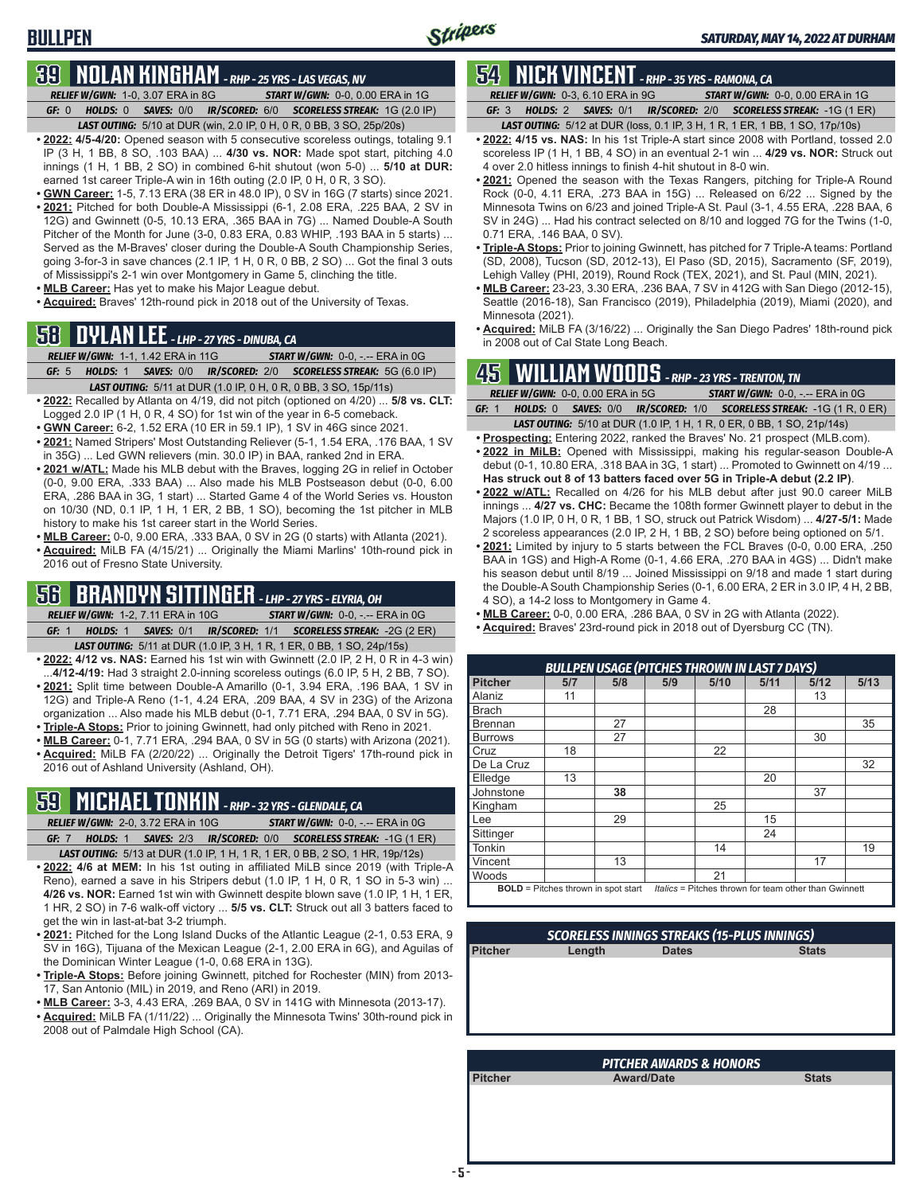# BULLPEN

## 39 NOLAN KINGHAM - RHP - 25 YRS - LAS VEGAS, NV

*RELIEF W/GWN:* 1-0, 3.07 ERA in 8G *START W/GWN:* 0-0, 0.00 ERA in 1G
*GF:* 0 *HOLDS:* 0 *SAVES:* 0/0 *IR/SCORED:* 6/0 *SCORELESS STREAK:* 1G (2.0 IP)
*LAST OUTING:* 5/10 at DUR (win, 2.0 IP, 0 H, 0 R, 0 BB, 3 SO, 25p/20s)

- **2022: 4/5-4/20:** Opened season with 5 consecutive scoreless outings, totaling 9.1 IP (3 H, 1 BB, 8 SO, .103 BAA) ... **4/30 vs. NOR:** Made spot start, pitching 4.0 innings (1 H, 1 BB, 2 SO) in combined 6-hit shutout (won 5-0) ... **5/10 at DUR:** earned 1st career Triple-A win in 16th outing (2.0 IP, 0 H, 0 R, 3 SO).
- **GWN Career:** 1-5, 7.13 ERA (38 ER in 48.0 IP), 0 SV in 16G (7 starts) since 2021.
- **2021:** Pitched for both Double-A Mississippi (6-1, 2.08 ERA, .225 BAA, 2 SV in 12G) and Gwinnett (0-5, 10.13 ERA, .365 BAA in 7G) ... Named Double-A South Pitcher of the Month for June (3-0, 0.83 ERA, 0.83 WHIP, .193 BAA in 5 starts) ... Served as the M-Braves' closer during the Double-A South Championship Series, going 3-for-3 in save chances (2.1 IP, 1 H, 0 R, 0 BB, 2 SO) ... Got the final 3 outs of Mississippi's 2-1 win over Montgomery in Game 5, clinching the title.
- **MLB Career:** Has yet to make his Major League debut.
- **Acquired:** Braves' 12th-round pick in 2018 out of the University of Texas.

## 58 DYLAN LEE - LHP - 27 YRS - DINUBA, CA

*RELIEF W/GWN:* 1-1, 1.42 ERA in 11G *START W/GWN:* 0-0, -.-- ERA in 0G
*GF:* 5 *HOLDS:* 1 *SAVES:* 0/0 *IR/SCORED:* 2/0 *SCORELESS STREAK:* 5G (6.0 IP)
*LAST OUTING:* 5/11 at DUR (1.0 IP, 0 H, 0 R, 0 BB, 3 SO, 15p/11s)

- **2022:** Recalled by Atlanta on 4/19, did not pitch (optioned on 4/20) ... **5/8 vs. CLT:** Logged 2.0 IP (1 H, 0 R, 4 SO) for 1st win of the year in 6-5 comeback.
- **GWN Career:** 6-2, 1.52 ERA (10 ER in 59.1 IP), 1 SV in 46G since 2021.
- **2021:** Named Stripers' Most Outstanding Reliever (5-1, 1.54 ERA, .176 BAA, 1 SV in 35G) ... Led GWN relievers (min. 30.0 IP) in BAA, ranked 2nd in ERA.
- **2021 w/ATL:** Made his MLB debut with the Braves, logging 2G in relief in October (0-0, 9.00 ERA, .333 BAA) ... Also made his MLB Postseason debut (0-0, 6.00 ERA, .286 BAA in 3G, 1 start) ... Started Game 4 of the World Series vs. Houston on 10/30 (ND, 0.1 IP, 1 H, 1 ER, 2 BB, 1 SO), becoming the 1st pitcher in MLB history to make his 1st career start in the World Series.
- **MLB Career:** 0-0, 9.00 ERA, .333 BAA, 0 SV in 2G (0 starts) with Atlanta (2021).
- **Acquired:** MiLB FA (4/15/21) ... Originally the Miami Marlins' 10th-round pick in 2016 out of Fresno State University.

## 56 BRANDYN SITTINGER - LHP - 27 YRS - ELYRIA, OH

*RELIEF W/GWN:* 1-2, 7.11 ERA in 10G *START W/GWN:* 0-0, -.-- ERA in 0G
*GF:* 1 *HOLDS:* 1 *SAVES:* 0/1 *IR/SCORED:* 1/1 *SCORELESS STREAK:* -2G (2 ER)
*LAST OUTING:* 5/11 at DUR (1.0 IP, 3 H, 1 R, 1 ER, 0 BB, 1 SO, 24p/15s)

- **2022: 4/12 vs. NAS:** Earned his 1st win with Gwinnett (2.0 IP, 2 H, 0 R in 4-3 win) ...**4/12-4/19:** Had 3 straight 2.0-inning scoreless outings (6.0 IP, 5 H, 2 BB, 7 SO).
- **2021:** Split time between Double-A Amarillo (0-1, 3.94 ERA, .196 BAA, 1 SV in 12G) and Triple-A Reno (1-1, 4.24 ERA, .209 BAA, 4 SV in 23G) of the Arizona organization ... Also made his MLB debut (0-1, 7.71 ERA, .294 BAA, 0 SV in 5G).
- **Triple-A Stops:** Prior to joining Gwinnett, had only pitched with Reno in 2021.
- **MLB Career:** 0-1, 7.71 ERA, .294 BAA, 0 SV in 5G (0 starts) with Arizona (2021).
- **Acquired:** MiLB FA (2/20/22) ... Originally the Detroit Tigers' 17th-round pick in 2016 out of Ashland University (Ashland, OH).

## 59 MICHAEL TONKIN - RHP - 32 YRS - GLENDALE, CA

*RELIEF W/GWN:* 2-0, 3.72 ERA in 10G *START W/GWN:* 0-0, -.-- ERA in 0G
*GF:* 7 *HOLDS:* 1 *SAVES:* 2/3 *IR/SCORED:* 0/0 *SCORELESS STREAK:* -1G (1 ER)
*LAST OUTING:* 5/13 at DUR (1.0 IP, 1 H, 1 R, 1 ER, 0 BB, 2 SO, 1 HR, 19p/12s)

- **2022: 4/6 at MEM:** In his 1st outing in affiliated MiLB since 2019 (with Triple-A Reno), earned a save in his Stripers debut (1.0 IP, 1 H, 0 R, 1 SO in 5-3 win) ... **4/26 vs. NOR:** Earned 1st win with Gwinnett despite blown save (1.0 IP, 1 H, 1 ER, 1 HR, 2 SO) in 7-6 walk-off victory ... **5/5 vs. CLT:** Struck out all 3 batters faced to get the win in last-at-bat 3-2 triumph.
- **2021:** Pitched for the Long Island Ducks of the Atlantic League (2-1, 0.53 ERA, 9 SV in 16G), Tijuana of the Mexican League (2-1, 2.00 ERA in 6G), and Aguilas of the Dominican Winter League (1-0, 0.68 ERA in 13G).
- **Triple-A Stops:** Before joining Gwinnett, pitched for Rochester (MIN) from 2013-17, San Antonio (MIL) in 2019, and Reno (ARI) in 2019.
- **MLB Career:** 3-3, 4.43 ERA, .269 BAA, 0 SV in 141G with Minnesota (2013-17).
- **Acquired:** MiLB FA (1/11/22) ... Originally the Minnesota Twins' 30th-round pick in 2008 out of Palmdale High School (CA).

## 54 NICK VINCENT - RHP - 35 YRS - RAMONA, CA

*RELIEF W/GWN:* 0-3, 6.10 ERA in 9G *START W/GWN:* 0-0, 0.00 ERA in 1G
*GF:* 3 *HOLDS:* 2 *SAVES:* 0/1 *IR/SCORED:* 2/0 *SCORELESS STREAK:* -1G (1 ER)
*LAST OUTING:* 5/12 at DUR (loss, 0.1 IP, 3 H, 1 R, 1 ER, 1 BB, 1 SO, 17p/10s)

- **2022: 4/15 vs. NAS:** In his 1st Triple-A start since 2008 with Portland, tossed 2.0 scoreless IP (1 H, 1 BB, 4 SO) in an eventual 2-1 win ... **4/29 vs. NOR:** Struck out 4 over 2.0 hitless innings to finish 4-hit shutout in 8-0 win.
- **2021:** Opened the season with the Texas Rangers, pitching for Triple-A Round Rock (0-0, 4.11 ERA, .273 BAA in 15G) ... Released on 6/22 ... Signed by the Minnesota Twins on 6/23 and joined Triple-A St. Paul (3-1, 4.55 ERA, .228 BAA, 6 SV in 24G) ... Had his contract selected on 8/10 and logged 7G for the Twins (1-0, 0.71 ERA, .146 BAA, 0 SV).
- **Triple-A Stops:** Prior to joining Gwinnett, has pitched for 7 Triple-A teams: Portland (SD, 2008), Tucson (SD, 2012-13), El Paso (SD, 2015), Sacramento (SF, 2019), Lehigh Valley (PHI, 2019), Round Rock (TEX, 2021), and St. Paul (MIN, 2021).
- **MLB Career:** 23-23, 3.30 ERA, .236 BAA, 7 SV in 412G with San Diego (2012-15), Seattle (2016-18), San Francisco (2019), Philadelphia (2019), Miami (2020), and Minnesota (2021).
- **Acquired:** MiLB FA (3/16/22) ... Originally the San Diego Padres' 18th-round pick in 2008 out of Cal State Long Beach.

## 45 WILLIAM WOODS - RHP - 23 YRS - TRENTON, TN

*RELIEF W/GWN:* 0-0, 0.00 ERA in 5G *START W/GWN:* 0-0, -.-- ERA in 0G
*GF:* 1 *HOLDS:* 0 *SAVES:* 0/0 *IR/SCORED:* 1/0 *SCORELESS STREAK:* -1G (1 R, 0 ER)
*LAST OUTING:* 5/10 at DUR (1.0 IP, 1 H, 1 R, 0 ER, 0 BB, 1 SO, 21p/14s)

- **Prospecting:** Entering 2022, ranked the Braves' No. 21 prospect (MLB.com).
- **2022 in MiLB:** Opened with Mississippi, making his regular-season Double-A debut (0-1, 10.80 ERA, .318 BAA in 3G, 1 start) ... Promoted to Gwinnett on 4/19 ... **Has struck out 8 of 13 batters faced over 5G in Triple-A debut (2.2 IP)**.
- **2022 w/ATL:** Recalled on 4/26 for his MLB debut after just 90.0 career MiLB innings ... **4/27 vs. CHC:** Became the 108th former Gwinnett player to debut in the Majors (1.0 IP, 0 H, 0 R, 1 BB, 1 SO, struck out Patrick Wisdom) ... **4/27-5/1:** Made 2 scoreless appearances (2.0 IP, 2 H, 1 BB, 2 SO) before being optioned on 5/1.
- **2021:** Limited by injury to 5 starts between the FCL Braves (0-0, 0.00 ERA, .250 BAA in 1GS) and High-A Rome (0-1, 4.66 ERA, .270 BAA in 4GS) ... Didn't make his season debut until 8/19 ... Joined Mississippi on 9/18 and made 1 start during the Double-A South Championship Series (0-1, 6.00 ERA, 2 ER in 3.0 IP, 4 H, 2 BB, 4 SO), a 14-2 loss to Montgomery in Game 4.
- **MLB Career:** 0-0, 0.00 ERA, .286 BAA, 0 SV in 2G with Atlanta (2022).
- **Acquired:** Braves' 23rd-round pick in 2018 out of Dyersburg CC (TN).

### BULLPEN USAGE (PITCHES THROWN IN LAST 7 DAYS)

| Pitcher | 5/7 | 5/8 | 5/9 | 5/10 | 5/11 | 5/12 | 5/13 |
|---|---|---|---|---|---|---|---|
| Alaniz | 11 | | | | | 13 | |
| Brach | | | | | 28 | | |
| Brennan | | 27 | | | | | 35 |
| Burrows | | 27 | | | | 30 | |
| Cruz | 18 | | | 22 | | | |
| De La Cruz | | | | | | | 32 |
| Elledge | 13 | | | | 20 | | |
| Johnstone | | **38** | | | | 37 | |
| Kingham | | | | 25 | | | |
| Lee | | 29 | | | 15 | | |
| Sittinger | | | | | 24 | | |
| Tonkin | | | | 14 | | | 19 |
| Vincent | | 13 | | | | 17 | |
| Woods | | | | 21 | | | |

**BOLD** = Pitches thrown in spot start *Italics* = Pitches thrown for team other than Gwinnett

### SCORELESS INNINGS STREAKS (15-PLUS INNINGS)

| Pitcher | Length | Dates | Stats |
|---|---|---|---|

### PITCHER AWARDS & HONORS

| Pitcher | Award/Date | Stats |
|---|---|---|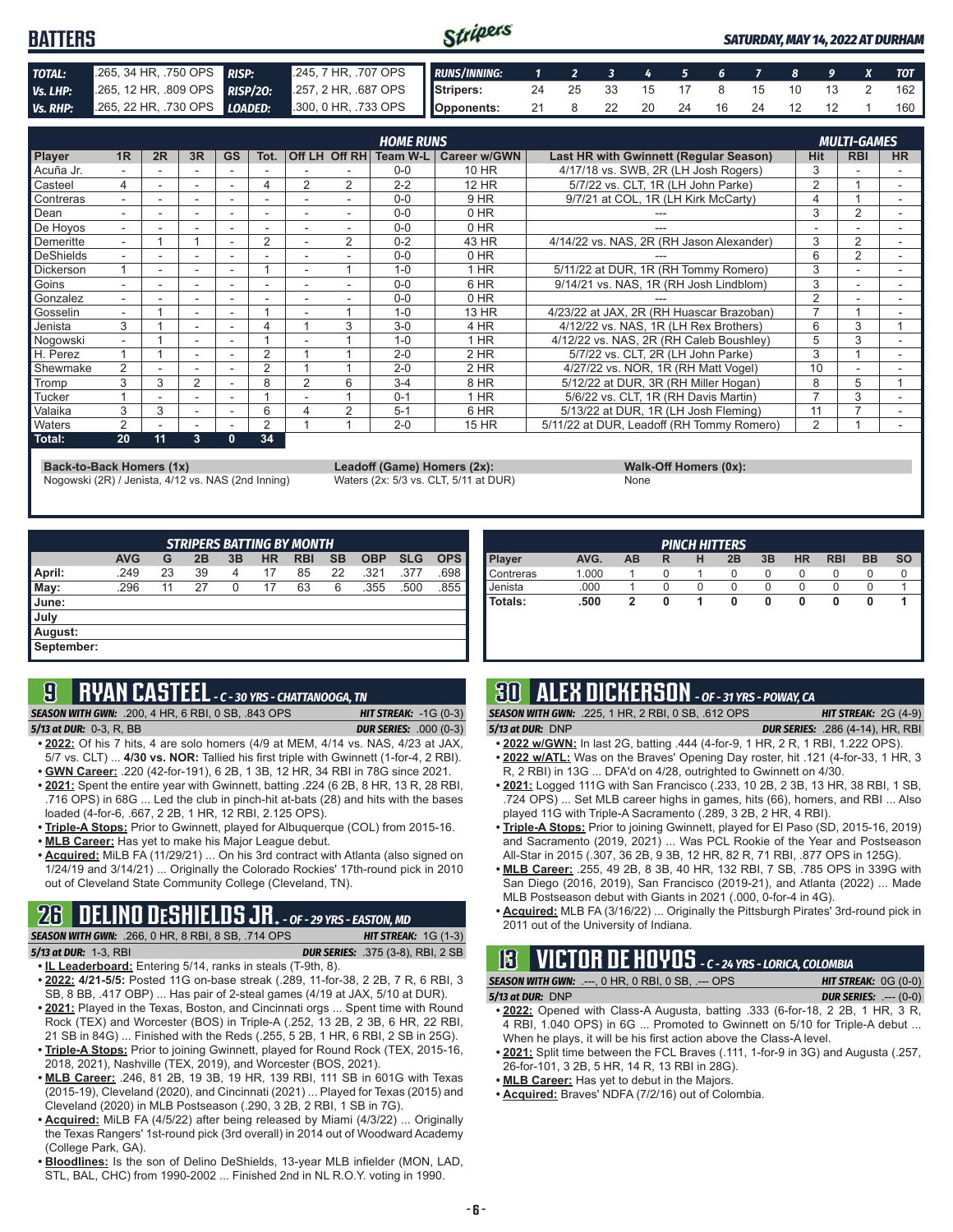# BATTERS

**SATURDAY, MAY 14, 2022 AT DURHAM**

| | | | |
|---|---|---|---|
| **TOTAL:** | .265, 34 HR, .750 OPS | **RISP:** | .245, 7 HR, .707 OPS |
| **Vs. LHP:** | .265, 12 HR, .809 OPS | **RISP/2O:** | .257, 2 HR, .687 OPS |
| **Vs. RHP:** | .265, 22 HR, .730 OPS | **LOADED:** | .300, 0 HR, .733 OPS |

| RUNS/INNING: | 1 | 2 | 3 | 4 | 5 | 6 | 7 | 8 | 9 | X | TOT |
|---|---|---|---|---|---|---|---|---|---|---|---|
| Stripers: | 24 | 25 | 33 | 15 | 17 | 8 | 15 | 10 | 13 | 2 | 162 |
| Opponents: | 21 | 8 | 22 | 20 | 24 | 16 | 24 | 12 | 12 | 1 | 160 |

| Player | 1R | 2R | 3R | GS | Tot. | Off LH | Off RH | Team W-L | Career w/GWN | Last HR with Gwinnett (Regular Season) | Hit | RBI | HR |
|---|---|---|---|---|---|---|---|---|---|---|---|---|---|
| | | | | | HOME RUNS | | | | | | MULTI-GAMES | | |
| Acuña Jr. | - | - | - | - | - | - | - | 0-0 | 10 HR | 4/17/18 vs. SWB, 2R (LH Josh Rogers) | 3 | - | - |
| Casteel | 4 | - | - | - | 4 | 2 | 2 | 2-2 | 12 HR | 5/7/22 vs. CLT, 1R (LH John Parke) | 2 | 1 | - |
| Contreras | - | - | - | - | - | - | - | 0-0 | 9 HR | 9/7/21 at COL, 1R (LH Kirk McCarty) | 4 | 1 | - |
| Dean | - | - | - | - | - | - | - | 0-0 | 0 HR | --- | 3 | 2 | - |
| De Hoyos | - | - | - | - | - | - | - | 0-0 | 0 HR | --- | - | - | - |
| Demeritte | - | 1 | 1 | - | 2 | - | 2 | 0-2 | 43 HR | 4/14/22 vs. NAS, 2R (RH Jason Alexander) | 3 | 2 | - |
| DeShields | - | - | - | - | - | - | - | 0-0 | 0 HR | --- | 6 | 2 | - |
| Dickerson | 1 | - | - | - | 1 | - | 1 | 1-0 | 1 HR | 5/11/22 at DUR, 1R (RH Tommy Romero) | 3 | - | - |
| Goins | - | - | - | - | - | - | - | 0-0 | 6 HR | 9/14/21 vs. NAS, 1R (RH Josh Lindblom) | 3 | - | - |
| Gonzalez | - | - | - | - | - | - | - | 0-0 | 0 HR | --- | 2 | - | - |
| Gosselin | - | 1 | - | - | 1 | - | 1 | 1-0 | 13 HR | 4/23/22 at JAX, 2R (RH Huascar Brazoban) | 7 | 1 | - |
| Jenista | 3 | 1 | - | - | 4 | 1 | 3 | 3-0 | 4 HR | 4/12/22 vs. NAS, 1R (LH Rex Brothers) | 6 | 3 | 1 |
| Nogowski | - | 1 | - | - | 1 | - | 1 | 1-0 | 1 HR | 4/12/22 vs. NAS, 2R (RH Caleb Boushley) | 5 | 3 | - |
| H. Perez | 1 | 1 | - | - | 2 | 1 | 1 | 2-0 | 2 HR | 5/7/22 vs. CLT, 2R (LH John Parke) | 3 | 1 | - |
| Shewmake | 2 | - | - | - | 2 | 1 | 1 | 2-0 | 2 HR | 4/27/22 vs. NOR, 1R (RH Matt Vogel) | 10 | - | - |
| Tromp | 3 | 3 | 2 | - | 8 | 2 | 6 | 3-4 | 8 HR | 5/12/22 at DUR, 3R (RH Miller Hogan) | 8 | 5 | 1 |
| Tucker | 1 | - | - | - | 1 | - | 1 | 0-1 | 1 HR | 5/6/22 vs. CLT, 1R (RH Davis Martin) | 7 | 3 | - |
| Valaika | 3 | 3 | - | - | 6 | 4 | 2 | 5-1 | 6 HR | 5/13/22 at DUR, 1R (LH Josh Fleming) | 11 | 7 | - |
| Waters | 2 | - | - | - | 2 | 1 | 1 | 2-0 | 15 HR | 5/11/22 at DUR, Leadoff (RH Tommy Romero) | 2 | 1 | - |
| **Total:** | **20** | **11** | **3** | **0** | **34** | | | | | | | | |

**Back-to-Back Homers (1x)**
Nogowski (2R) / Jenista, 4/12 vs. NAS (2nd Inning)

**Leadoff (Game) Homers (2x):**
Waters (2x: 5/3 vs. CLT, 5/11 at DUR)

**Walk-Off Homers (0x):**
None

**STRIPERS BATTING BY MONTH**

| | AVG | G | 2B | 3B | HR | RBI | SB | OBP | SLG | OPS |
|---|---|---|---|---|---|---|---|---|---|---|
| April: | .249 | 23 | 39 | 4 | 17 | 85 | 22 | .321 | .377 | .698 |
| May: | .296 | 11 | 27 | 0 | 17 | 63 | 6 | .355 | .500 | .855 |
| June: | | | | | | | | | | |
| July | | | | | | | | | | |
| August: | | | | | | | | | | |
| September: | | | | | | | | | | |

**PINCH HITTERS**

| Player | AVG. | AB | R | H | 2B | 3B | HR | RBI | BB | SO |
|---|---|---|---|---|---|---|---|---|---|---|
| Contreras | 1.000 | 1 | 0 | 1 | 0 | 0 | 0 | 0 | 0 | 0 |
| Jenista | .000 | 1 | 0 | 0 | 0 | 0 | 0 | 0 | 0 | 1 |
| **Totals:** | **.500** | **2** | **0** | **1** | **0** | **0** | **0** | **0** | **0** | **1** |

## 9 RYAN CASTEEL - C - 30 YRS - CHATTANOOGA, TN

**SEASON WITH GWN:** .200, 4 HR, 6 RBI, 0 SB, .843 OPS — **HIT STREAK:** -1G (0-3)
**5/13 at DUR:** 0-3, R, BB — **DUR SERIES:** .000 (0-3)

- **2022:** Of his 7 hits, 4 are solo homers (4/9 at MEM, 4/14 vs. NAS, 4/23 at JAX, 5/7 vs. CLT) ... **4/30 vs. NOR:** Tallied his first triple with Gwinnett (1-for-4, 2 RBI).
- **GWN Career:** .220 (42-for-191), 6 2B, 1 3B, 12 HR, 34 RBI in 78G since 2021.
- **2021:** Spent the entire year with Gwinnett, batting .224 (6 2B, 8 HR, 13 R, 28 RBI, .716 OPS) in 68G ... Led the club in pinch-hit at-bats (28) and hits with the bases loaded (4-for-6, .667, 2 2B, 1 HR, 12 RBI, 2.125 OPS).
- **Triple-A Stops:** Prior to Gwinnett, played for Albuquerque (COL) from 2015-16.
- **MLB Career:** Has yet to make his Major League debut.
- **Acquired:** MiLB FA (11/29/21) ... On his 3rd contract with Atlanta (also signed on 1/24/19 and 3/14/21) ... Originally the Colorado Rockies' 17th-round pick in 2010 out of Cleveland State Community College (Cleveland, TN).

## 26 DELINO DESHIELDS JR. - OF - 29 YRS - EASTON, MD

**SEASON WITH GWN:** .266, 0 HR, 8 RBI, 8 SB, .714 OPS — **HIT STREAK:** 1G (1-3)
**5/13 at DUR:** 1-3, RBI — **DUR SERIES:** .375 (3-8), RBI, 2 SB

- **IL Leaderboard:** Entering 5/14, ranks in steals (T-9th, 8).
- **2022: 4/21-5/5:** Posted 11G on-base streak (.289, 11-for-38, 2 2B, 7 R, 6 RBI, 3 SB, 8 BB, .417 OBP) ... Has pair of 2-steal games (4/19 at JAX, 5/10 at DUR).
- **2021:** Played in the Texas, Boston, and Cincinnati orgs ... Spent time with Round Rock (TEX) and Worcester (BOS) in Triple-A (.252, 13 2B, 2 3B, 6 HR, 22 RBI, 21 SB in 84G) ... Finished with the Reds (.255, 5 2B, 1 HR, 6 RBI, 2 SB in 25G).
- **Triple-A Stops:** Prior to joining Gwinnett, played for Round Rock (TEX, 2015-16, 2018, 2021), Nashville (TEX, 2019), and Worcester (BOS, 2021).
- **MLB Career:** .246, 81 2B, 19 3B, 19 HR, 139 RBI, 111 SB in 601G with Texas (2015-19), Cleveland (2020), and Cincinnati (2021) ... Played for Texas (2015) and Cleveland (2020) in MLB Postseason (.290, 3 2B, 2 RBI, 1 SB in 7G).
- **Acquired:** MiLB FA (4/5/22) after being released by Miami (4/3/22) ... Originally the Texas Rangers' 1st-round pick (3rd overall) in 2014 out of Woodward Academy (College Park, GA).
- **Bloodlines:** Is the son of Delino DeShields, 13-year MLB infielder (MON, LAD, STL, BAL, CHC) from 1990-2002 ... Finished 2nd in NL R.O.Y. voting in 1990.

## 30 ALEX DICKERSON - OF - 31 YRS - POWAY, CA

**SEASON WITH GWN:** .225, 1 HR, 2 RBI, 0 SB, .612 OPS — **HIT STREAK:** 2G (4-9)
**5/13 at DUR:** DNP — **DUR SERIES:** .286 (4-14), HR, RBI

- **2022 w/GWN:** In last 2G, batting .444 (4-for-9, 1 HR, 2 R, 1 RBI, 1.222 OPS).
- **2022 w/ATL:** Was on the Braves' Opening Day roster, hit .121 (4-for-33, 1 HR, 3 R, 2 RBI) in 13G ... DFA'd on 4/28, outrighted to Gwinnett on 4/30.
- **2021:** Logged 111G with San Francisco (.233, 10 2B, 2 3B, 13 HR, 38 RBI, 1 SB, .724 OPS) ... Set MLB career highs in games, hits (66), homers, and RBI ... Also played 11G with Triple-A Sacramento (.289, 3 2B, 2 HR, 4 RBI).
- **Triple-A Stops:** Prior to joining Gwinnett, played for El Paso (SD, 2015-16, 2019) and Sacramento (2019, 2021) ... Was PCL Rookie of the Year and Postseason All-Star in 2015 (.307, 36 2B, 9 3B, 12 HR, 82 R, 71 RBI, .877 OPS in 125G).
- **MLB Career:** .255, 49 2B, 8 3B, 40 HR, 132 RBI, 7 SB, .785 OPS in 339G with San Diego (2016, 2019), San Francisco (2019-21), and Atlanta (2022) ... Made MLB Postseason debut with Giants in 2021 (.000, 0-for-4 in 4G).
- **Acquired:** MLB FA (3/16/22) ... Originally the Pittsburgh Pirates' 3rd-round pick in 2011 out of the University of Indiana.

## 13 VICTOR DE HOYOS - C - 24 YRS - LORICA, COLOMBIA

**SEASON WITH GWN:** .---, 0 HR, 0 RBI, 0 SB, .--- OPS — **HIT STREAK:** 0G (0-0)
**5/13 at DUR:** DNP — **DUR SERIES:** .--- (0-0)

- **2022:** Opened with Class-A Augusta, batting .333 (6-for-18, 2 2B, 1 HR, 3 R, 4 RBI, 1.040 OPS) in 6G ... Promoted to Gwinnett on 5/10 for Triple-A debut ... When he plays, it will be his first action above the Class-A level.
- **2021:** Split time between the FCL Braves (.111, 1-for-9 in 3G) and Augusta (.257, 26-for-101, 3 2B, 5 HR, 14 R, 13 RBI in 28G).
- **MLB Career:** Has yet to debut in the Majors.
- **Acquired:** Braves' NDFA (7/2/16) out of Colombia.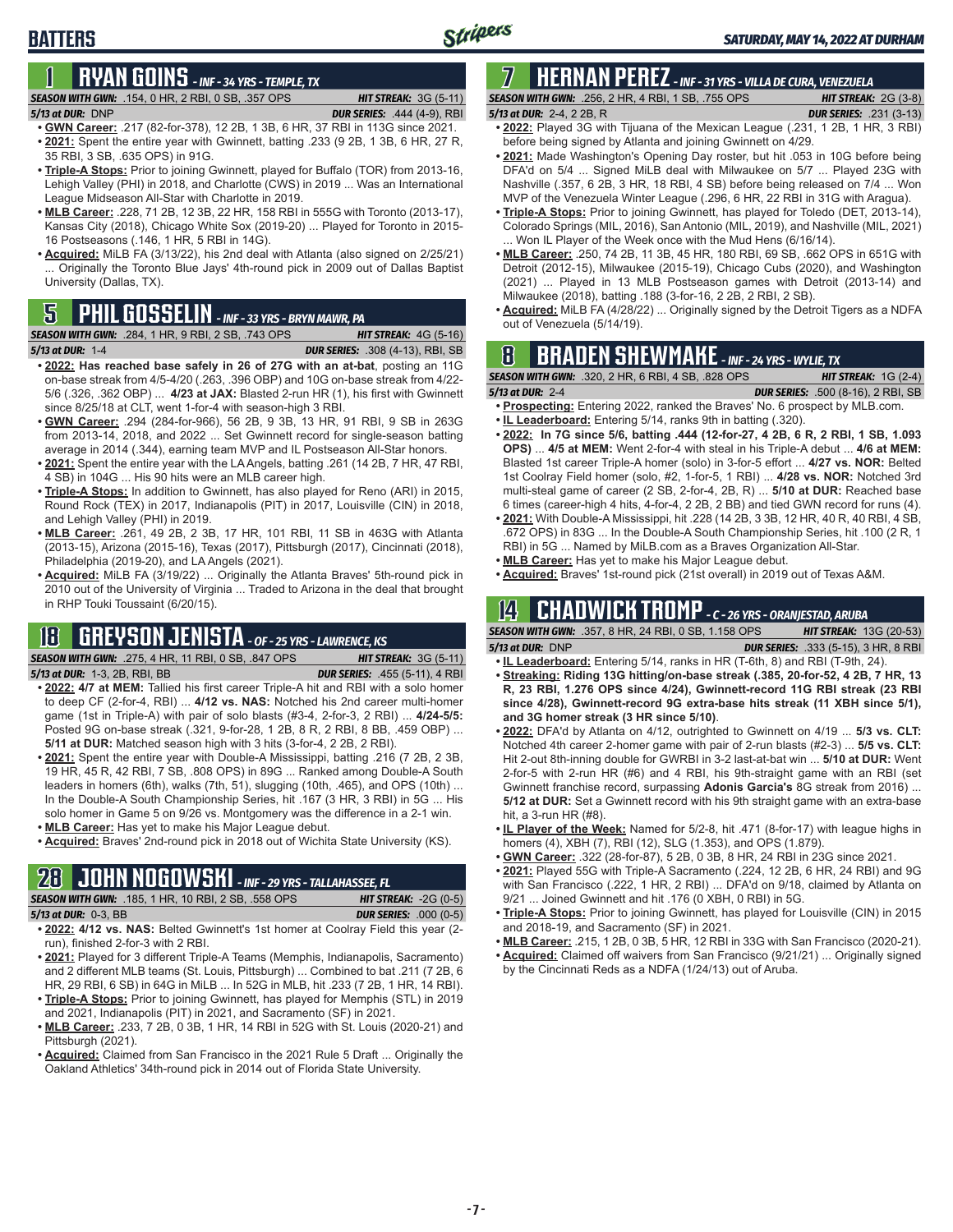# BATTERS

SATURDAY, MAY 14, 2022 AT DURHAM

## 1 RYAN GOINS - INF - 34 YRS - TEMPLE, TX

**SEASON WITH GWN:** .154, 0 HR, 2 RBI, 0 SB, .357 OPS **HIT STREAK:** 3G (5-11)
**5/13 at DUR:** DNP **DUR SERIES:** .444 (4-9), RBI

- **GWN Career:** .217 (82-for-378), 12 2B, 1 3B, 6 HR, 37 RBI in 113G since 2021.
- **2021:** Spent the entire year with Gwinnett, batting .233 (9 2B, 1 3B, 6 HR, 27 R, 35 RBI, 3 SB, .635 OPS) in 91G.
- **Triple-A Stops:** Prior to joining Gwinnett, played for Buffalo (TOR) from 2013-16, Lehigh Valley (PHI) in 2018, and Charlotte (CWS) in 2019 ... Was an International League Midseason All-Star with Charlotte in 2019.
- **MLB Career:** .228, 71 2B, 12 3B, 22 HR, 158 RBI in 555G with Toronto (2013-17), Kansas City (2018), Chicago White Sox (2019-20) ... Played for Toronto in 2015-16 Postseasons (.146, 1 HR, 5 RBI in 14G).
- **Acquired:** MiLB FA (3/13/22), his 2nd deal with Atlanta (also signed on 2/25/21) ... Originally the Toronto Blue Jays' 4th-round pick in 2009 out of Dallas Baptist University (Dallas, TX).

## 5 PHIL GOSSELIN - INF - 33 YRS - BRYN MAWR, PA

**SEASON WITH GWN:** .284, 1 HR, 9 RBI, 2 SB, .743 OPS **HIT STREAK:** 4G (5-16)
**5/13 at DUR:** 1-4 **DUR SERIES:** .308 (4-13), RBI, SB

- **2022: Has reached base safely in 26 of 27G with an at-bat**, posting an 11G on-base streak from 4/5-4/20 (.263, .396 OBP) and 10G on-base streak from 4/22-5/6 (.326, .362 OBP) ... **4/23 at JAX:** Blasted 2-run HR (1), his first with Gwinnett since 8/25/18 at CLT, went 1-for-4 with season-high 3 RBI.
- **GWN Career:** .294 (284-for-966), 56 2B, 9 3B, 13 HR, 91 RBI, 9 SB in 263G from 2013-14, 2018, and 2022 ... Set Gwinnett record for single-season batting average in 2014 (.344), earning team MVP and IL Postseason All-Star honors.
- **2021:** Spent the entire year with the LA Angels, batting .261 (14 2B, 7 HR, 47 RBI, 4 SB) in 104G ... His 90 hits were an MLB career high.
- **Triple-A Stops:** In addition to Gwinnett, has also played for Reno (ARI) in 2015, Round Rock (TEX) in 2017, Indianapolis (PIT) in 2017, Louisville (CIN) in 2018, and Lehigh Valley (PHI) in 2019.
- **MLB Career:** .261, 49 2B, 2 3B, 17 HR, 101 RBI, 11 SB in 463G with Atlanta (2013-15), Arizona (2015-16), Texas (2017), Pittsburgh (2017), Cincinnati (2018), Philadelphia (2019-20), and LA Angels (2021).
- **Acquired:** MiLB FA (3/19/22) ... Originally the Atlanta Braves' 5th-round pick in 2010 out of the University of Virginia ... Traded to Arizona in the deal that brought in RHP Touki Toussaint (6/20/15).

## 18 GREYSON JENISTA - OF - 25 YRS - LAWRENCE, KS

**SEASON WITH GWN:** .275, 4 HR, 11 RBI, 0 SB, .847 OPS **HIT STREAK:** 3G (5-11)
**5/13 at DUR:** 1-3, 2B, RBI, BB **DUR SERIES:** .455 (5-11), 4 RBI

- **2022: 4/7 at MEM:** Tallied his first career Triple-A hit and RBI with a solo homer to deep CF (2-for-4, RBI) ... **4/12 vs. NAS:** Notched his 2nd career multi-homer game (1st in Triple-A) with pair of solo blasts (#3-4, 2-for-3, 2 RBI) ... **4/24-5/5:** Posted 9G on-base streak (.321, 9-for-28, 1 2B, 8 R, 2 RBI, 8 BB, .459 OBP) ... **5/11 at DUR:** Matched season high with 3 hits (3-for-4, 2 2B, 2 RBI).
- **2021:** Spent the entire year with Double-A Mississippi, batting .216 (7 2B, 2 3B, 19 HR, 45 R, 42 RBI, 7 SB, .808 OPS) in 89G ... Ranked among Double-A South leaders in homers (6th), walks (7th, 51), slugging (10th, .465), and OPS (10th) ... In the Double-A South Championship Series, hit .167 (3 HR, 3 RBI) in 5G ... His solo homer in Game 5 on 9/26 vs. Montgomery was the difference in a 2-1 win.
- **MLB Career:** Has yet to make his Major League debut.
- **Acquired:** Braves' 2nd-round pick in 2018 out of Wichita State University (KS).

## 28 JOHN NOGOWSKI - INF - 29 YRS - TALLAHASSEE, FL

**SEASON WITH GWN:** .185, 1 HR, 10 RBI, 2 SB, .558 OPS **HIT STREAK:** -2G (0-5)
**5/13 at DUR:** 0-3, BB **DUR SERIES:** .000 (0-5)

- **2022: 4/12 vs. NAS:** Belted Gwinnett's 1st homer at Coolray Field this year (2-run), finished 2-for-3 with 2 RBI.
- **2021:** Played for 3 different Triple-A Teams (Memphis, Indianapolis, Sacramento) and 2 different MLB teams (St. Louis, Pittsburgh) ... Combined to bat .211 (7 2B, 6 HR, 29 RBI, 6 SB) in 64G in MiLB ... In 52G in MLB, hit .233 (7 2B, 1 HR, 14 RBI).
- **Triple-A Stops:** Prior to joining Gwinnett, has played for Memphis (STL) in 2019 and 2021, Indianapolis (PIT) in 2021, and Sacramento (SF) in 2021.
- **MLB Career:** .233, 7 2B, 0 3B, 1 HR, 14 RBI in 52G with St. Louis (2020-21) and Pittsburgh (2021).
- **Acquired:** Claimed from San Francisco in the 2021 Rule 5 Draft ... Originally the Oakland Athletics' 34th-round pick in 2014 out of Florida State University.

## 7 HERNAN PEREZ - INF - 31 YRS - VILLA DE CURA, VENEZUELA

**SEASON WITH GWN:** .256, 2 HR, 4 RBI, 1 SB, .755 OPS **HIT STREAK:** 2G (3-8)
**5/13 at DUR:** 2-4, 2 2B, R **DUR SERIES:** .231 (3-13)

- **2022:** Played 3G with Tijuana of the Mexican League (.231, 1 2B, 1 HR, 3 RBI) before being signed by Atlanta and joining Gwinnett on 4/29.
- **2021:** Made Washington's Opening Day roster, but hit .053 in 10G before being DFA'd on 5/4 ... Signed MiLB deal with Milwaukee on 5/7 ... Played 23G with Nashville (.357, 6 2B, 3 HR, 18 RBI, 4 SB) before being released on 7/4 ... Won MVP of the Venezuela Winter League (.296, 6 HR, 22 RBI in 31G with Aragua).
- **Triple-A Stops:** Prior to joining Gwinnett, has played for Toledo (DET, 2013-14), Colorado Springs (MIL, 2016), San Antonio (MIL, 2019), and Nashville (MIL, 2021) ... Won IL Player of the Week once with the Mud Hens (6/16/14).
- **MLB Career:** .250, 74 2B, 11 3B, 45 HR, 180 RBI, 69 SB, .662 OPS in 651G with Detroit (2012-15), Milwaukee (2015-19), Chicago Cubs (2020), and Washington (2021) ... Played in 13 MLB Postseason games with Detroit (2013-14) and Milwaukee (2018), batting .188 (3-for-16, 2 2B, 2 RBI, 2 SB).
- **Acquired:** MiLB FA (4/28/22) ... Originally signed by the Detroit Tigers as a NDFA out of Venezuela (5/14/19).

## 8 BRADEN SHEWMAKE - INF - 24 YRS - WYLIE, TX

**SEASON WITH GWN:** .320, 2 HR, 6 RBI, 4 SB, .828 OPS **HIT STREAK:** 1G (2-4)
**5/13 at DUR:** 2-4 **DUR SERIES:** .500 (8-16), 2 RBI, SB

- **Prospecting:** Entering 2022, ranked the Braves' No. 6 prospect by MLB.com.
- **IL Leaderboard:** Entering 5/14, ranks 9th in batting (.320).
- **2022: In 7G since 5/6, batting .444 (12-for-27, 4 2B, 6 R, 2 RBI, 1 SB, 1.093 OPS)** ... **4/5 at MEM:** Went 2-for-4 with steal in his Triple-A debut ... **4/6 at MEM:** Blasted 1st career Triple-A homer (solo) in 3-for-5 effort ... **4/27 vs. NOR:** Belted 1st Coolray Field homer (solo, #2, 1-for-5, 1 RBI) ... **4/28 vs. NOR:** Notched 3rd multi-steal game of career (2 SB, 2-for-4, 2B, R) ... **5/10 at DUR:** Reached base 6 times (career-high 4 hits, 4-for-4, 2 2B, 2 BB) and tied GWN record for runs (4).
- **2021:** With Double-A Mississippi, hit .228 (14 2B, 3 3B, 12 HR, 40 R, 40 RBI, 4 SB, .672 OPS) in 83G ... In the Double-A South Championship Series, hit .100 (2 R, 1 RBI) in 5G ... Named by MiLB.com as a Braves Organization All-Star.
- **MLB Career:** Has yet to make his Major League debut.
- **Acquired:** Braves' 1st-round pick (21st overall) in 2019 out of Texas A&M.

## 14 CHADWICK TROMP - C - 26 YRS - ORANJESTAD, ARUBA

**SEASON WITH GWN:** .357, 8 HR, 24 RBI, 0 SB, 1.158 OPS **HIT STREAK:** 13G (20-53)
**5/13 at DUR:** DNP **DUR SERIES:** .333 (5-15), 3 HR, 8 RBI

- **IL Leaderboard:** Entering 5/14, ranks in HR (T-6th, 8) and RBI (T-9th, 24).
- **Streaking: Riding 13G hitting/on-base streak (.385, 20-for-52, 4 2B, 7 HR, 13 R, 23 RBI, 1.276 OPS since 4/24), Gwinnett-record 11G RBI streak (23 RBI since 4/28), Gwinnett-record 9G extra-base hits streak (11 XBH since 5/1), and 3G homer streak (3 HR since 5/10)**.
- **2022:** DFA'd by Atlanta on 4/12, outrighted to Gwinnett on 4/19 ... **5/3 vs. CLT:** Notched 4th career 2-homer game with pair of 2-run blasts (#2-3) ... **5/5 vs. CLT:** Hit 2-out 8th-inning double for GWRBI in 3-2 last-at-bat win ... **5/10 at DUR:** Went 2-for-5 with 2-run HR (#6) and 4 RBI, his 9th-straight game with an RBI (set Gwinnett franchise record, surpassing **Adonis Garcia's** 8G streak from 2016) ... **5/12 at DUR:** Set a Gwinnett record with his 9th straight game with an extra-base hit, a 3-run HR (#8).
- **IL Player of the Week:** Named for 5/2-8, hit .471 (8-for-17) with league highs in homers (4), XBH (7), RBI (12), SLG (1.353), and OPS (1.879).
- **GWN Career:** .322 (28-for-87), 5 2B, 0 3B, 8 HR, 24 RBI in 23G since 2021.
- **2021:** Played 55G with Triple-A Sacramento (.224, 12 2B, 6 HR, 24 RBI) and 9G with San Francisco (.222, 1 HR, 2 RBI) ... DFA'd on 9/18, claimed by Atlanta on 9/21 ... Joined Gwinnett and hit .176 (0 XBH, 0 RBI) in 5G.
- **Triple-A Stops:** Prior to joining Gwinnett, has played for Louisville (CIN) in 2015 and 2018-19, and Sacramento (SF) in 2021.
- **MLB Career:** .215, 1 2B, 0 3B, 5 HR, 12 RBI in 33G with San Francisco (2020-21).
- **Acquired:** Claimed off waivers from San Francisco (9/21/21) ... Originally signed by the Cincinnati Reds as a NDFA (1/24/13) out of Aruba.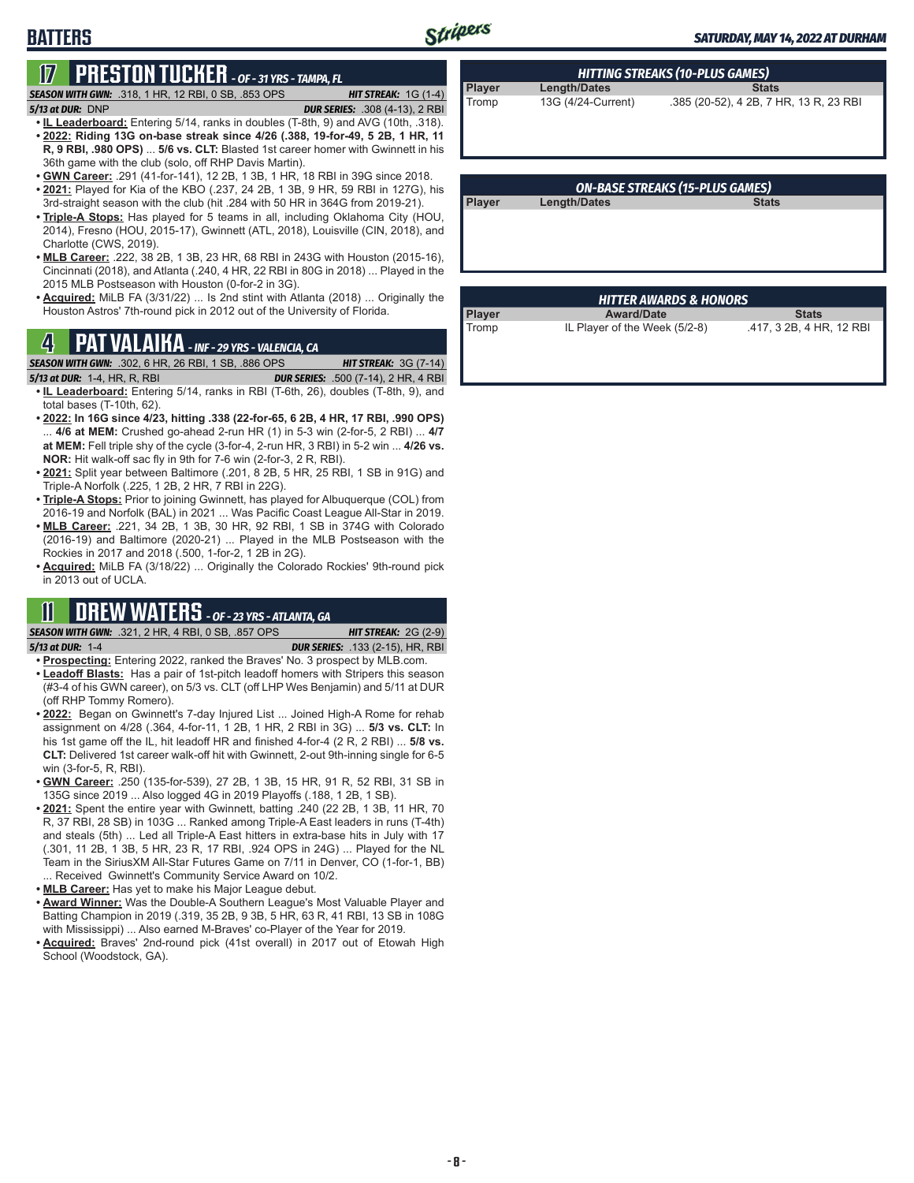# BATTERS

## 17 PRESTON TUCKER - OF - 31 YRS - TAMPA, FL

**SEASON WITH GWN:** .318, 1 HR, 12 RBI, 0 SB, .853 OPS **HIT STREAK:** 1G (1-4)
**5/13 at DUR:** DNP **DUR SERIES:** .308 (4-13), 2 RBI

- **IL Leaderboard:** Entering 5/14, ranks in doubles (T-8th, 9) and AVG (10th, .318).
- **2022: Riding 13G on-base streak since 4/26 (.388, 19-for-49, 5 2B, 1 HR, 11 R, 9 RBI, .980 OPS)** ... **5/6 vs. CLT:** Blasted 1st career homer with Gwinnett in his 36th game with the club (solo, off RHP Davis Martin).
- **GWN Career:** .291 (41-for-141), 12 2B, 1 3B, 1 HR, 18 RBI in 39G since 2018.
- **2021:** Played for Kia of the KBO (.237, 24 2B, 1 3B, 9 HR, 59 RBI in 127G), his 3rd-straight season with the club (hit .284 with 50 HR in 364G from 2019-21).
- **Triple-A Stops:** Has played for 5 teams in all, including Oklahoma City (HOU, 2014), Fresno (HOU, 2015-17), Gwinnett (ATL, 2018), Louisville (CIN, 2018), and Charlotte (CWS, 2019).
- **MLB Career:** .222, 38 2B, 1 3B, 23 HR, 68 RBI in 243G with Houston (2015-16), Cincinnati (2018), and Atlanta (.240, 4 HR, 22 RBI in 80G in 2018) ... Played in the 2015 MLB Postseason with Houston (0-for-2 in 3G).
- **Acquired:** MiLB FA (3/31/22) ... Is 2nd stint with Atlanta (2018) ... Originally the Houston Astros' 7th-round pick in 2012 out of the University of Florida.

## 4 PAT VALAIKA - INF - 29 YRS - VALENCIA, CA

**SEASON WITH GWN:** .302, 6 HR, 26 RBI, 1 SB, .886 OPS **HIT STREAK:** 3G (7-14)
**5/13 at DUR:** 1-4, HR, R, RBI **DUR SERIES:** .500 (7-14), 2 HR, 4 RBI

- **IL Leaderboard:** Entering 5/14, ranks in RBI (T-6th, 26), doubles (T-8th, 9), and total bases (T-10th, 62).
- **2022: In 16G since 4/23, hitting .338 (22-for-65, 6 2B, 4 HR, 17 RBI, .990 OPS)** ... **4/6 at MEM:** Crushed go-ahead 2-run HR (1) in 5-3 win (2-for-5, 2 RBI) ... **4/7 at MEM:** Fell triple shy of the cycle (3-for-4, 2-run HR, 3 RBI) in 5-2 win ... **4/26 vs. NOR:** Hit walk-off sac fly in 9th for 7-6 win (2-for-3, 2 R, RBI).
- **2021:** Split year between Baltimore (.201, 8 2B, 5 HR, 25 RBI, 1 SB in 91G) and Triple-A Norfolk (.225, 1 2B, 2 HR, 7 RBI in 22G).
- **Triple-A Stops:** Prior to joining Gwinnett, has played for Albuquerque (COL) from 2016-19 and Norfolk (BAL) in 2021 ... Was Pacific Coast League All-Star in 2019.
- **MLB Career:** .221, 34 2B, 1 3B, 30 HR, 92 RBI, 1 SB in 374G with Colorado (2016-19) and Baltimore (2020-21) ... Played in the MLB Postseason with the Rockies in 2017 and 2018 (.500, 1-for-2, 1 2B in 2G).
- **Acquired:** MiLB FA (3/18/22) ... Originally the Colorado Rockies' 9th-round pick in 2013 out of UCLA.

## 11 DREW WATERS - OF - 23 YRS - ATLANTA, GA

**SEASON WITH GWN:** .321, 2 HR, 4 RBI, 0 SB, .857 OPS **HIT STREAK:** 2G (2-9)
**5/13 at DUR:** 1-4 **DUR SERIES:** .133 (2-15), HR, RBI

- **Prospecting:** Entering 2022, ranked the Braves' No. 3 prospect by MLB.com.
- **Leadoff Blasts:** Has a pair of 1st-pitch leadoff homers with Stripers this season (#3-4 of his GWN career), on 5/3 vs. CLT (off LHP Wes Benjamin) and 5/11 at DUR (off RHP Tommy Romero).
- **2022:** Began on Gwinnett's 7-day Injured List ... Joined High-A Rome for rehab assignment on 4/28 (.364, 4-for-11, 1 2B, 1 HR, 2 RBI in 3G) ... **5/3 vs. CLT:** In his 1st game off the IL, hit leadoff HR and finished 4-for-4 (2 R, 2 RBI) ... **5/8 vs. CLT:** Delivered 1st career walk-off hit with Gwinnett, 2-out 9th-inning single for 6-5 win (3-for-5, R, RBI).
- **GWN Career:** .250 (135-for-539), 27 2B, 1 3B, 15 HR, 91 R, 52 RBI, 31 SB in 135G since 2019 ... Also logged 4G in 2019 Playoffs (.188, 1 2B, 1 SB).
- **2021:** Spent the entire year with Gwinnett, batting .240 (22 2B, 1 3B, 11 HR, 70 R, 37 RBI, 28 SB) in 103G ... Ranked among Triple-A East leaders in runs (T-4th) and steals (5th) ... Led all Triple-A East hitters in extra-base hits in July with 17 (.301, 11 2B, 1 3B, 5 HR, 23 R, 17 RBI, .924 OPS in 24G) ... Played for the NL Team in the SiriusXM All-Star Futures Game on 7/11 in Denver, CO (1-for-1, BB) ... Received Gwinnett's Community Service Award on 10/2.
- **MLB Career:** Has yet to make his Major League debut.
- **Award Winner:** Was the Double-A Southern League's Most Valuable Player and Batting Champion in 2019 (.319, 35 2B, 9 3B, 5 HR, 63 R, 41 RBI, 13 SB in 108G with Mississippi) ... Also earned M-Braves' co-Player of the Year for 2019.
- **Acquired:** Braves' 2nd-round pick (41st overall) in 2017 out of Etowah High School (Woodstock, GA).

### HITTING STREAKS (10-PLUS GAMES)

| Player | Length/Dates | Stats |
|---|---|---|
| Tromp | 13G (4/24-Current) | .385 (20-52), 4 2B, 7 HR, 13 R, 23 RBI |

### ON-BASE STREAKS (15-PLUS GAMES)

| Player | Length/Dates | Stats |
|---|---|---|

### HITTER AWARDS & HONORS

| Player | Award/Date | Stats |
|---|---|---|
| Tromp | IL Player of the Week (5/2-8) | .417, 3 2B, 4 HR, 12 RBI |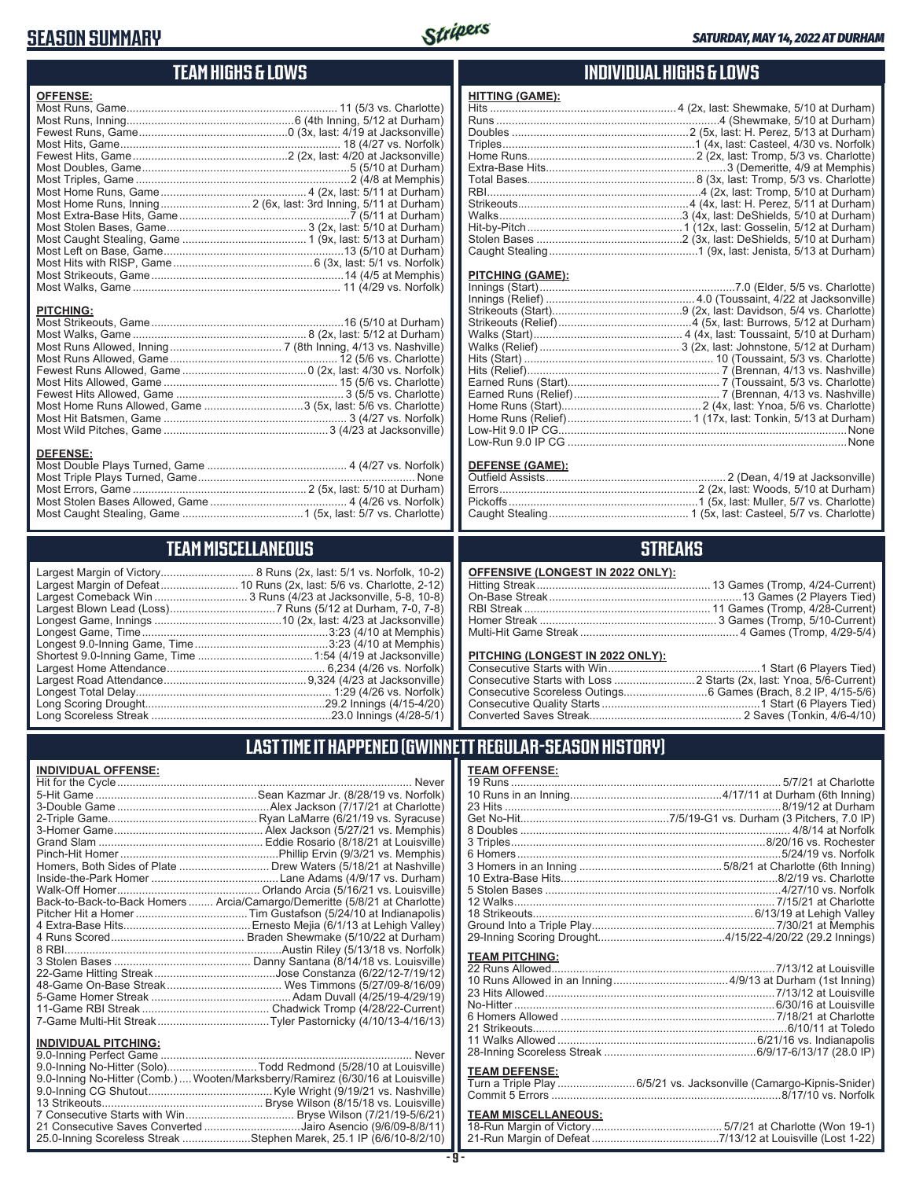# SEASON SUMMARY

## TEAM HIGHS & LOWS

**OFFENSE:**
Most Runs, Game ... 11 (5/3 vs. Charlotte)
Most Runs, Inning ... 6 (4th Inning, 5/12 at Durham)
Fewest Runs, Game ... 0 (3x, last: 4/19 at Jacksonville)
Most Hits, Game ... 18 (4/27 vs. Norfolk)
Fewest Hits, Game ... 2 (2x, last: 4/20 at Jacksonville)
Most Doubles, Game ... 5 (5/10 at Durham)
Most Triples, Game ... 2 (4/8 at Memphis)
Most Home Runs, Game ... 4 (2x, last: 5/11 at Durham)
Most Home Runs, Inning ... 2 (6x, last: 3rd Inning, 5/11 at Durham)
Most Extra-Base Hits, Game ... 7 (5/11 at Durham)
Most Stolen Bases, Game ... 3 (2x, last: 5/10 at Durham)
Most Caught Stealing, Game ... 1 (9x, last: 5/13 at Durham)
Most Left on Base, Game ... 13 (5/10 at Durham)
Most Hits with RISP, Game ... 6 (3x, last: 5/1 vs. Norfolk)
Most Strikeouts, Game ... 14 (4/5 at Memphis)
Most Walks, Game ... 11 (4/29 vs. Norfolk)

**PITCHING:**
Most Strikeouts, Game ... 16 (5/10 at Durham)
Most Walks, Game ... 8 (2x, last: 5/12 at Durham)
Most Runs Allowed, Inning ... 7 (8th Inning, 4/13 vs. Nashville)
Most Runs Allowed, Game ... 12 (5/6 vs. Charlotte)
Fewest Runs Allowed, Game ... 0 (2x, last: 4/30 vs. Norfolk)
Most Hits Allowed, Game ... 15 (5/6 vs. Charlotte)
Fewest Hits Allowed, Game ... 3 (5/5 vs. Charlotte)
Most Home Runs Allowed, Game ... 3 (5x, last: 5/6 vs. Charlotte)
Most Hit Batsmen, Game ... 3 (4/27 vs. Norfolk)
Most Wild Pitches, Game ... 3 (4/23 at Jacksonville)

**DEFENSE:**
Most Double Plays Turned, Game ... 4 (4/27 vs. Norfolk)
Most Triple Plays Turned, Game ... None
Most Errors, Game ... 2 (5x, last: 5/10 at Durham)
Most Stolen Bases Allowed, Game ... 4 (4/26 vs. Norfolk)
Most Caught Stealing, Game ... 1 (5x, last: 5/7 vs. Charlotte)

## INDIVIDUAL HIGHS & LOWS

**HITTING (GAME):**
Hits ... 4 (2x, last: Shewmake, 5/10 at Durham)
Runs ... 4 (Shewmake, 5/10 at Durham)
Doubles ... 2 (5x, last: H. Perez, 5/13 at Durham)
Triples ... 1 (4x, last: Casteel, 4/30 vs. Norfolk)
Home Runs ... 2 (2x, last: Tromp, 5/3 vs. Charlotte)
Extra-Base Hits ... 3 (Demeritte, 4/9 at Memphis)
Total Bases ... 8 (3x, last: Tromp, 5/3 vs. Charlotte)
RBI ... 4 (2x, last: Tromp, 5/10 at Durham)
Strikeouts ... 4 (4x, last: H. Perez, 5/11 at Durham)
Walks ... 3 (4x, last: DeShields, 5/10 at Durham)
Hit-by-Pitch ... 1 (12x, last: Gosselin, 5/12 at Durham)
Stolen Bases ... 2 (3x, last: DeShields, 5/10 at Durham)
Caught Stealing ... 1 (9x, last: Jenista, 5/13 at Durham)

**PITCHING (GAME):**
Innings (Start) ... 7.0 (Elder, 5/5 vs. Charlotte)
Innings (Relief) ... 4.0 (Toussaint, 4/22 at Jacksonville)
Strikeouts (Start) ... 9 (2x, last: Davidson, 5/4 vs. Charlotte)
Strikeouts (Relief) ... 4 (5x, last: Burrows, 5/12 at Durham)
Walks (Start) ... 4 (4x, last: Toussaint, 5/10 at Durham)
Walks (Relief) ... 3 (2x, last: Johnstone, 5/12 at Durham)
Hits (Start) ... 10 (Toussaint, 5/3 vs. Charlotte)
Hits (Relief) ... 7 (Brennan, 4/13 vs. Nashville)
Earned Runs (Start) ... 7 (Toussaint, 5/3 vs. Charlotte)
Earned Runs (Relief) ... 7 (Brennan, 4/13 vs. Nashville)
Home Runs (Start) ... 2 (4x, last: Ynoa, 5/6 vs. Charlotte)
Home Runs (Relief) ... 1 (17x, last: Tonkin, 5/13 at Durham)
Low-Hit 9.0 IP CG ... None
Low-Run 9.0 IP CG ... None

**DEFENSE (GAME):**
Outfield Assists ... 2 (Dean, 4/19 at Jacksonville)
Errors ... 2 (2x, last: Woods, 5/10 at Durham)
Pickoffs ... 1 (5x, last: Muller, 5/7 vs. Charlotte)
Caught Stealing ... 1 (5x, last: Casteel, 5/7 vs. Charlotte)

## TEAM MISCELLANEOUS

Largest Margin of Victory ... 8 Runs (2x, last: 5/1 vs. Norfolk, 10-2)
Largest Margin of Defeat ... 10 Runs (2x, last: 5/6 vs. Charlotte, 2-12)
Largest Comeback Win ... 3 Runs (4/23 at Jacksonville, 5-8, 10-8)
Largest Blown Lead (Loss) ... 7 Runs (5/12 at Durham, 7-0, 7-8)
Longest Game, Innings ... 10 (2x, last: 4/23 at Jacksonville)
Longest Game, Time ... 3:23 (4/10 at Memphis)
Longest 9.0-Inning Game, Time ... 3:23 (4/10 at Memphis)
Shortest 9.0-Inning Game, Time ... 1:54 (4/19 at Jacksonville)
Largest Home Attendance ... 6,234 (4/26 vs. Norfolk)
Largest Road Attendance ... 9,324 (4/23 at Jacksonville)
Longest Total Delay ... 1:29 (4/26 vs. Norfolk)
Long Scoring Drought ... 29.2 Innings (4/15-4/20)
Long Scoreless Streak ... 23.0 Innings (4/28-5/1)

## STREAKS

**OFFENSIVE (LONGEST IN 2022 ONLY):**
Hitting Streak ... 13 Games (Tromp, 4/24-Current)
On-Base Streak ... 13 Games (2 Players Tied)
RBI Streak ... 11 Games (Tromp, 4/28-Current)
Homer Streak ... 3 Games (Tromp, 5/10-Current)
Multi-Hit Game Streak ... 4 Games (Tromp, 4/29-5/4)

**PITCHING (LONGEST IN 2022 ONLY):**
Consecutive Starts with Win ... 1 Start (6 Players Tied)
Consecutive Starts with Loss ... 2 Starts (2x, last: Ynoa, 5/6-Current)
Consecutive Scoreless Outings ... 6 Games (Brach, 8.2 IP, 4/15-5/6)
Consecutive Quality Starts ... 1 Start (6 Players Tied)
Converted Saves Streak ... 2 Saves (Tonkin, 4/6-4/10)

## LAST TIME IT HAPPENED (GWINNETT REGULAR-SEASON HISTORY)

**INDIVIDUAL OFFENSE:**
Hit for the Cycle ... Never
5-Hit Game ... Sean Kazmar Jr. (8/28/19 vs. Norfolk)
3-Double Game ... Alex Jackson (7/17/21 at Charlotte)
2-Triple Game ... Ryan LaMarre (6/21/19 vs. Syracuse)
3-Homer Game ... Alex Jackson (5/27/21 vs. Memphis)
Grand Slam ... Eddie Rosario (8/18/21 at Louisville)
Pinch-Hit Homer ... Phillip Ervin (9/3/21 vs. Memphis)
Homers, Both Sides of Plate ... Drew Waters (5/18/21 at Nashville)
Inside-the-Park Homer ... Lane Adams (4/9/17 vs. Durham)
Walk-Off Homer ... Orlando Arcia (5/16/21 vs. Louisville)
Back-to-Back-to-Back Homers ... Arcia/Camargo/Demeritte (5/8/21 at Charlotte)
Pitcher Hit a Homer ... Tim Gustafson (5/24/10 at Indianapolis)
4 Extra-Base Hits ... Ernesto Mejia (6/1/13 at Lehigh Valley)
4 Runs Scored ... Braden Shewmake (5/10/22 at Durham)
8 RBI ... Austin Riley (5/13/18 vs. Norfolk)
3 Stolen Bases ... Danny Santana (8/14/18 vs. Louisville)
22-Game Hitting Streak ... Jose Constanza (6/22/12-7/19/12)
48-Game On-Base Streak ... Wes Timmons (5/27/09-8/16/09)
5-Game Homer Streak ... Adam Duvall (4/25/19-4/29/19)
11-Game RBI Streak ... Chadwick Tromp (4/28/22-Current)
7-Game Multi-Hit Streak ... Tyler Pastornicky (4/10/13-4/16/13)

**INDIVIDUAL PITCHING:**
9.0-Inning Perfect Game ... Never
9.0-Inning No-Hitter (Solo) ... Todd Redmond (5/28/10 at Louisville)
9.0-Inning No-Hitter (Comb.) ... Wooten/Marksberry/Ramirez (6/30/16 at Louisville)
9.0-Inning CG Shutout ... Kyle Wright (9/19/21 vs. Nashville)
13 Strikeouts ... Bryse Wilson (8/15/18 vs. Louisville)
7 Consecutive Starts with Win ... Bryse Wilson (7/21/19-5/6/21)
21 Consecutive Saves Converted ... Jairo Asencio (9/6/09-8/8/11)
25.0-Inning Scoreless Streak ... Stephen Marek, 25.1 IP (6/6/10-8/2/10)

**TEAM OFFENSE:**
19 Runs ... 5/7/21 at Charlotte
10 Runs in an Inning ... 4/17/11 at Durham (6th Inning)
23 Hits ... 8/19/12 at Durham
Get No-Hit ... 7/5/19-G1 vs. Durham (3 Pitchers, 7.0 IP)
8 Doubles ... 4/8/14 at Norfolk
3 Triples ... 8/20/16 vs. Rochester
6 Homers ... 5/24/19 vs. Norfolk
3 Homers in an Inning ... 5/8/21 at Charlotte (6th Inning)
10 Extra-Base Hits ... 8/2/19 vs. Charlotte
5 Stolen Bases ... 4/27/10 vs. Norfolk
12 Walks ... 7/15/21 at Charlotte
18 Strikeouts ... 6/13/19 at Lehigh Valley
Ground Into a Triple Play ... 7/30/21 at Memphis
29-Inning Scoring Drought ... 4/15/22-4/20/22 (29.2 Innings)

**TEAM PITCHING:**
22 Runs Allowed ... 7/13/12 at Louisville
10 Runs Allowed in an Inning ... 4/9/13 at Durham (1st Inning)
23 Hits Allowed ... 7/13/12 at Louisville
No-Hitter ... 6/30/16 at Louisville
6 Homers Allowed ... 7/18/21 at Charlotte
21 Strikeouts ... 6/10/11 at Toledo
11 Walks Allowed ... 6/21/16 vs. Indianapolis
28-Inning Scoreless Streak ... 6/9/17-6/13/17 (28.0 IP)

**TEAM DEFENSE:**
Turn a Triple Play ... 6/5/21 vs. Jacksonville (Camargo-Kipnis-Snider)
Commit 5 Errors ... 8/17/10 vs. Norfolk

**TEAM MISCELLANEOUS:**
18-Run Margin of Victory ... 5/7/21 at Charlotte (Won 19-1)
21-Run Margin of Defeat ... 7/13/12 at Louisville (Lost 1-22)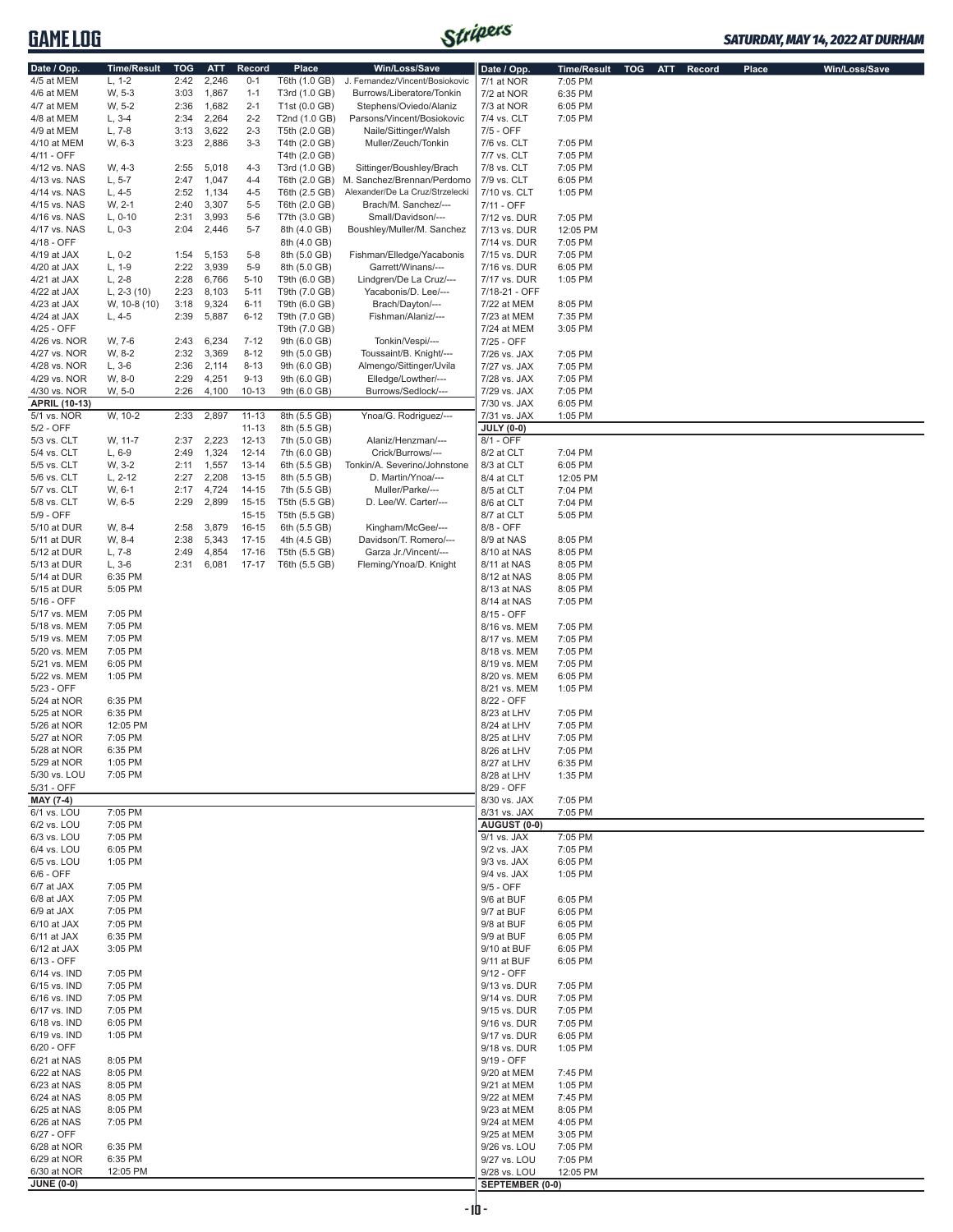## GAME LOG

**SATURDAY, MAY 14, 2022 AT DURHAM**

| Date / Opp. | Time/Result | TOG | ATT | Record | Place | Win/Loss/Save |
|---|---|---|---|---|---|---|
| 4/5 at MEM | L, 1-2 | 2:42 | 2,246 | 0-1 | T6th (1.0 GB) | J. Fernandez/Vincent/Bosiokovic |
| 4/6 at MEM | W, 5-3 | 3:03 | 1,867 | 1-1 | T3rd (1.0 GB) | Burrows/Liberatore/Tonkin |
| 4/7 at MEM | W, 5-2 | 2:36 | 1,682 | 2-1 | T1st (0.0 GB) | Stephens/Oviedo/Alaniz |
| 4/8 at MEM | L, 3-4 | 2:34 | 2,264 | 2-2 | T2nd (1.0 GB) | Parsons/Vincent/Bosiokovic |
| 4/9 at MEM | L, 7-8 | 3:13 | 3,622 | 2-3 | T5th (2.0 GB) | Naile/Sittinger/Walsh |
| 4/10 at MEM | W, 6-3 | 3:23 | 2,886 | 3-3 | T4th (2.0 GB) | Muller/Zeuch/Tonkin |
| 4/11 - OFF | | | | | T4th (2.0 GB) | |
| 4/12 vs. NAS | W, 4-3 | 2:55 | 5,018 | 4-3 | T3rd (1.0 GB) | Sittinger/Boushley/Brach |
| 4/13 vs. NAS | L, 5-7 | 2:47 | 1,047 | 4-4 | T6th (2.0 GB) | M. Sanchez/Brennan/Perdomo |
| 4/14 vs. NAS | L, 4-5 | 2:52 | 1,134 | 4-5 | T6th (2.5 GB) | Alexander/De La Cruz/Strzelecki |
| 4/15 vs. NAS | W, 2-1 | 2:40 | 3,307 | 5-5 | T6th (2.0 GB) | Brach/M. Sanchez/--- |
| 4/16 vs. NAS | L, 0-10 | 2:31 | 3,993 | 5-6 | T7th (3.0 GB) | Small/Davidson/--- |
| 4/17 vs. NAS | L, 0-3 | 2:04 | 2,446 | 5-7 | 8th (4.0 GB) | Boushley/Muller/M. Sanchez |
| 4/18 - OFF | | | | | 8th (4.0 GB) | |
| 4/19 at JAX | L, 0-2 | 1:54 | 5,153 | 5-8 | 8th (5.0 GB) | Fishman/Elledge/Yacabonis |
| 4/20 at JAX | L, 1-9 | 2:22 | 3,939 | 5-9 | 8th (5.0 GB) | Garrett/Winans/--- |
| 4/21 at JAX | L, 2-8 | 2:28 | 6,766 | 5-10 | T9th (6.0 GB) | Lindgren/De La Cruz/--- |
| 4/22 at JAX | L, 2-3 (10) | 2:23 | 8,103 | 5-11 | T9th (7.0 GB) | Yacabonis/D. Lee/--- |
| 4/23 at JAX | W, 10-8 (10) | 3:18 | 9,324 | 6-11 | T9th (6.0 GB) | Brach/Dayton/--- |
| 4/24 at JAX | L, 4-5 | 2:39 | 5,887 | 6-12 | T9th (7.0 GB) | Fishman/Alaniz/--- |
| 4/25 - OFF | | | | | T9th (7.0 GB) | |
| 4/26 vs. NOR | W, 7-6 | 2:43 | 6,234 | 7-12 | 9th (6.0 GB) | Tonkin/Vespi/--- |
| 4/27 vs. NOR | W, 8-2 | 2:32 | 3,369 | 8-12 | 9th (5.0 GB) | Toussaint/B. Knight/--- |
| 4/28 vs. NOR | L, 3-6 | 2:36 | 2,114 | 8-13 | 9th (6.0 GB) | Almengo/Sittinger/Uvila |
| 4/29 vs. NOR | W, 8-0 | 2:29 | 4,251 | 9-13 | 9th (6.0 GB) | Elledge/Lowther/--- |
| 4/30 vs. NOR | W, 5-0 | 2:26 | 4,100 | 10-13 | 9th (6.0 GB) | Burrows/Sedlock/--- |
| **APRIL (10-13)** | | | | | | |
| 5/1 vs. NOR | W, 10-2 | 2:33 | 2,897 | 11-13 | 8th (5.5 GB) | Ynoa/G. Rodriguez/--- |
| 5/2 - OFF | | | | 11-13 | 8th (5.5 GB) | |
| 5/3 vs. CLT | W, 11-7 | 2:37 | 2,223 | 12-13 | 7th (5.0 GB) | Alaniz/Henzman/--- |
| 5/4 vs. CLT | L, 6-9 | 2:49 | 1,324 | 12-14 | 7th (6.0 GB) | Crick/Burrows/--- |
| 5/5 vs. CLT | W, 3-2 | 2:11 | 1,557 | 13-14 | 6th (5.5 GB) | Tonkin/A. Severino/Johnstone |
| 5/6 vs. CLT | L, 2-12 | 2:27 | 2,208 | 13-15 | 8th (5.5 GB) | D. Martin/Ynoa/--- |
| 5/7 vs. CLT | W, 6-1 | 2:17 | 4,724 | 14-15 | 7th (5.5 GB) | Muller/Parke/--- |
| 5/8 vs. CLT | W, 6-5 | 2:29 | 2,899 | 15-15 | T5th (5.5 GB) | D. Lee/W. Carter/--- |
| 5/9 - OFF | | | | 15-15 | T5th (5.5 GB) | |
| 5/10 at DUR | W, 8-4 | 2:58 | 3,879 | 16-15 | 6th (5.5 GB) | Kingham/McGee/--- |
| 5/11 at DUR | W, 8-4 | 2:38 | 5,343 | 17-15 | 4th (4.5 GB) | Davidson/T. Romero/--- |
| 5/12 at DUR | L, 7-8 | 2:49 | 4,854 | 17-16 | T5th (5.5 GB) | Garza Jr./Vincent/--- |
| 5/13 at DUR | L, 3-6 | 2:31 | 6,081 | 17-17 | T6th (5.5 GB) | Fleming/Ynoa/D. Knight |
| 5/14 at DUR | 6:35 PM | | | | | |
| 5/15 at DUR | 5:05 PM | | | | | |
| 5/16 - OFF | | | | | | |
| 5/17 vs. MEM | 7:05 PM | | | | | |
| 5/18 vs. MEM | 7:05 PM | | | | | |
| 5/19 vs. MEM | 7:05 PM | | | | | |
| 5/20 vs. MEM | 7:05 PM | | | | | |
| 5/21 vs. MEM | 6:05 PM | | | | | |
| 5/22 vs. MEM | 1:05 PM | | | | | |
| 5/23 - OFF | | | | | | |
| 5/24 at NOR | 6:35 PM | | | | | |
| 5/25 at NOR | 6:35 PM | | | | | |
| 5/26 at NOR | 12:05 PM | | | | | |
| 5/27 at NOR | 7:05 PM | | | | | |
| 5/28 at NOR | 6:35 PM | | | | | |
| 5/29 at NOR | 1:05 PM | | | | | |
| 5/30 vs. LOU | 7:05 PM | | | | | |
| 5/31 - OFF | | | | | | |
| **MAY (7-4)** | | | | | | |
| 6/1 vs. LOU | 7:05 PM | | | | | |
| 6/2 vs. LOU | 7:05 PM | | | | | |
| 6/3 vs. LOU | 7:05 PM | | | | | |
| 6/4 vs. LOU | 6:05 PM | | | | | |
| 6/5 vs. LOU | 1:05 PM | | | | | |
| 6/6 - OFF | | | | | | |
| 6/7 at JAX | 7:05 PM | | | | | |
| 6/8 at JAX | 7:05 PM | | | | | |
| 6/9 at JAX | 7:05 PM | | | | | |
| 6/10 at JAX | 7:05 PM | | | | | |
| 6/11 at JAX | 6:35 PM | | | | | |
| 6/12 at JAX | 3:05 PM | | | | | |
| 6/13 - OFF | | | | | | |
| 6/14 vs. IND | 7:05 PM | | | | | |
| 6/15 vs. IND | 7:05 PM | | | | | |
| 6/16 vs. IND | 7:05 PM | | | | | |
| 6/17 vs. IND | 7:05 PM | | | | | |
| 6/18 vs. IND | 6:05 PM | | | | | |
| 6/19 vs. IND | 1:05 PM | | | | | |
| 6/20 - OFF | | | | | | |
| 6/21 at NAS | 8:05 PM | | | | | |
| 6/22 at NAS | 8:05 PM | | | | | |
| 6/23 at NAS | 8:05 PM | | | | | |
| 6/24 at NAS | 8:05 PM | | | | | |
| 6/25 at NAS | 8:05 PM | | | | | |
| 6/26 at NAS | 7:05 PM | | | | | |
| 6/27 - OFF | | | | | | |
| 6/28 at NOR | 6:35 PM | | | | | |
| 6/29 at NOR | 6:35 PM | | | | | |
| 6/30 at NOR | 12:05 PM | | | | | |
| **JUNE (0-0)** | | | | | | |

| Date / Opp. | Time/Result | TOG | ATT | Record | Place | Win/Loss/Save |
|---|---|---|---|---|---|---|
| 7/1 at NOR | 7:05 PM | | | | | |
| 7/2 at NOR | 6:35 PM | | | | | |
| 7/3 at NOR | 6:05 PM | | | | | |
| 7/4 vs. CLT | 7:05 PM | | | | | |
| 7/5 - OFF | | | | | | |
| 7/6 vs. CLT | 7:05 PM | | | | | |
| 7/7 vs. CLT | 7:05 PM | | | | | |
| 7/8 vs. CLT | 7:05 PM | | | | | |
| 7/9 vs. CLT | 6:05 PM | | | | | |
| 7/10 vs. CLT | 1:05 PM | | | | | |
| 7/11 - OFF | | | | | | |
| 7/12 vs. DUR | 7:05 PM | | | | | |
| 7/13 vs. DUR | 12:05 PM | | | | | |
| 7/14 vs. DUR | 7:05 PM | | | | | |
| 7/15 vs. DUR | 7:05 PM | | | | | |
| 7/16 vs. DUR | 6:05 PM | | | | | |
| 7/17 vs. DUR | 1:05 PM | | | | | |
| 7/18-21 - OFF | | | | | | |
| 7/22 at MEM | 8:05 PM | | | | | |
| 7/23 at MEM | 7:35 PM | | | | | |
| 7/24 at MEM | 3:05 PM | | | | | |
| 7/25 - OFF | | | | | | |
| 7/26 vs. JAX | 7:05 PM | | | | | |
| 7/27 vs. JAX | 7:05 PM | | | | | |
| 7/28 vs. JAX | 7:05 PM | | | | | |
| 7/29 vs. JAX | 7:05 PM | | | | | |
| 7/30 vs. JAX | 6:05 PM | | | | | |
| 7/31 vs. JAX | 1:05 PM | | | | | |
| **JULY (0-0)** | | | | | | |
| 8/1 - OFF | | | | | | |
| 8/2 at CLT | 7:04 PM | | | | | |
| 8/3 at CLT | 6:05 PM | | | | | |
| 8/4 at CLT | 12:05 PM | | | | | |
| 8/5 at CLT | 7:04 PM | | | | | |
| 8/6 at CLT | 7:04 PM | | | | | |
| 8/7 at CLT | 5:05 PM | | | | | |
| 8/8 - OFF | | | | | | |
| 8/9 at NAS | 8:05 PM | | | | | |
| 8/10 at NAS | 8:05 PM | | | | | |
| 8/11 at NAS | 8:05 PM | | | | | |
| 8/12 at NAS | 8:05 PM | | | | | |
| 8/13 at NAS | 8:05 PM | | | | | |
| 8/14 at NAS | 7:05 PM | | | | | |
| 8/15 - OFF | | | | | | |
| 8/16 vs. MEM | 7:05 PM | | | | | |
| 8/17 vs. MEM | 7:05 PM | | | | | |
| 8/18 vs. MEM | 7:05 PM | | | | | |
| 8/19 vs. MEM | 7:05 PM | | | | | |
| 8/20 vs. MEM | 6:05 PM | | | | | |
| 8/21 vs. MEM | 1:05 PM | | | | | |
| 8/22 - OFF | | | | | | |
| 8/23 at LHV | 7:05 PM | | | | | |
| 8/24 at LHV | 7:05 PM | | | | | |
| 8/25 at LHV | 7:05 PM | | | | | |
| 8/26 at LHV | 7:05 PM | | | | | |
| 8/27 at LHV | 6:35 PM | | | | | |
| 8/28 at LHV | 1:35 PM | | | | | |
| 8/29 - OFF | | | | | | |
| 8/30 vs. JAX | 7:05 PM | | | | | |
| 8/31 vs. JAX | 7:05 PM | | | | | |
| **AUGUST (0-0)** | | | | | | |
| 9/1 vs. JAX | 7:05 PM | | | | | |
| 9/2 vs. JAX | 7:05 PM | | | | | |
| 9/3 vs. JAX | 6:05 PM | | | | | |
| 9/4 vs. JAX | 1:05 PM | | | | | |
| 9/5 - OFF | | | | | | |
| 9/6 at BUF | 6:05 PM | | | | | |
| 9/7 at BUF | 6:05 PM | | | | | |
| 9/8 at BUF | 6:05 PM | | | | | |
| 9/9 at BUF | 6:05 PM | | | | | |
| 9/10 at BUF | 6:05 PM | | | | | |
| 9/11 at BUF | 6:05 PM | | | | | |
| 9/12 - OFF | | | | | | |
| 9/13 vs. DUR | 7:05 PM | | | | | |
| 9/14 vs. DUR | 7:05 PM | | | | | |
| 9/15 vs. DUR | 7:05 PM | | | | | |
| 9/16 vs. DUR | 7:05 PM | | | | | |
| 9/17 vs. DUR | 6:05 PM | | | | | |
| 9/18 vs. DUR | 1:05 PM | | | | | |
| 9/19 - OFF | | | | | | |
| 9/20 at MEM | 7:45 PM | | | | | |
| 9/21 at MEM | 1:05 PM | | | | | |
| 9/22 at MEM | 7:45 PM | | | | | |
| 9/23 at MEM | 8:05 PM | | | | | |
| 9/24 at MEM | 4:05 PM | | | | | |
| 9/25 at MEM | 3:05 PM | | | | | |
| 9/26 vs. LOU | 7:05 PM | | | | | |
| 9/27 vs. LOU | 7:05 PM | | | | | |
| 9/28 vs. LOU | 12:05 PM | | | | | |
| **SEPTEMBER (0-0)** | | | | | | |